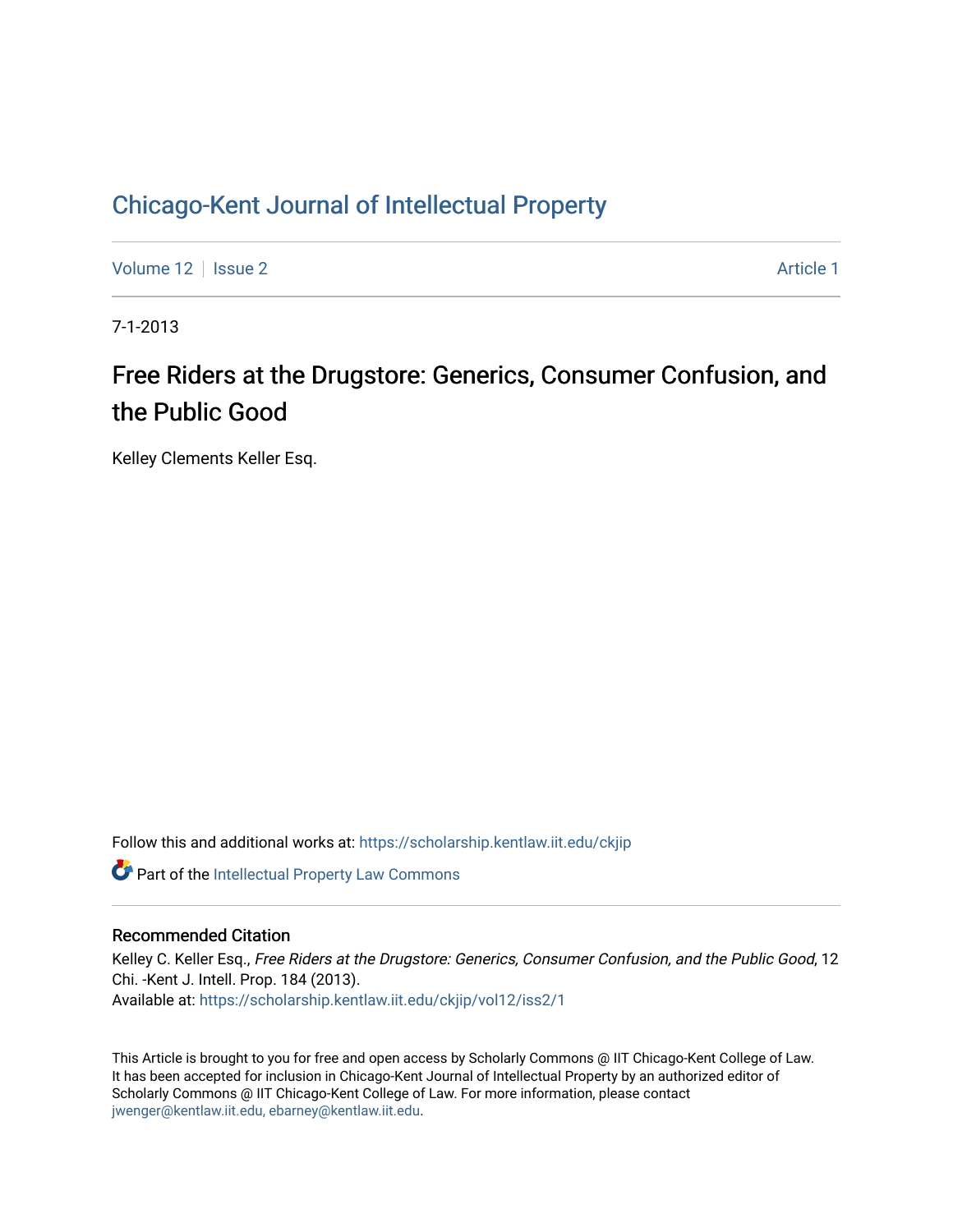# Chicago-Kent Journal of Intellectual Property

Volume 12 | Issue 2 | Article 1

7-1-2013

## Free Riders at the Drugstore: Generics, Consumer Confusion, and the Public Good

Kelley Clements Keller Esq.

Follow this and additional works at: https://scholarship.kentlaw.iit.edu/ckjip

Part of the Intellectual Property Law Commons

### Recommended Citation

Kelley C. Keller Esq., *Free Riders at the Drugstore: Generics, Consumer Confusion, and the Public Good*, 12 Chi. -Kent J. Intell. Prop. 184 (2013).

Available at: https://scholarship.kentlaw.iit.edu/ckjip/vol12/iss2/1

This Article is brought to you for free and open access by Scholarly Commons @ IIT Chicago-Kent College of Law. It has been accepted for inclusion in Chicago-Kent Journal of Intellectual Property by an authorized editor of Scholarly Commons @ IIT Chicago-Kent College of Law. For more information, please contact jwenger@kentlaw.iit.edu, ebarney@kentlaw.iit.edu.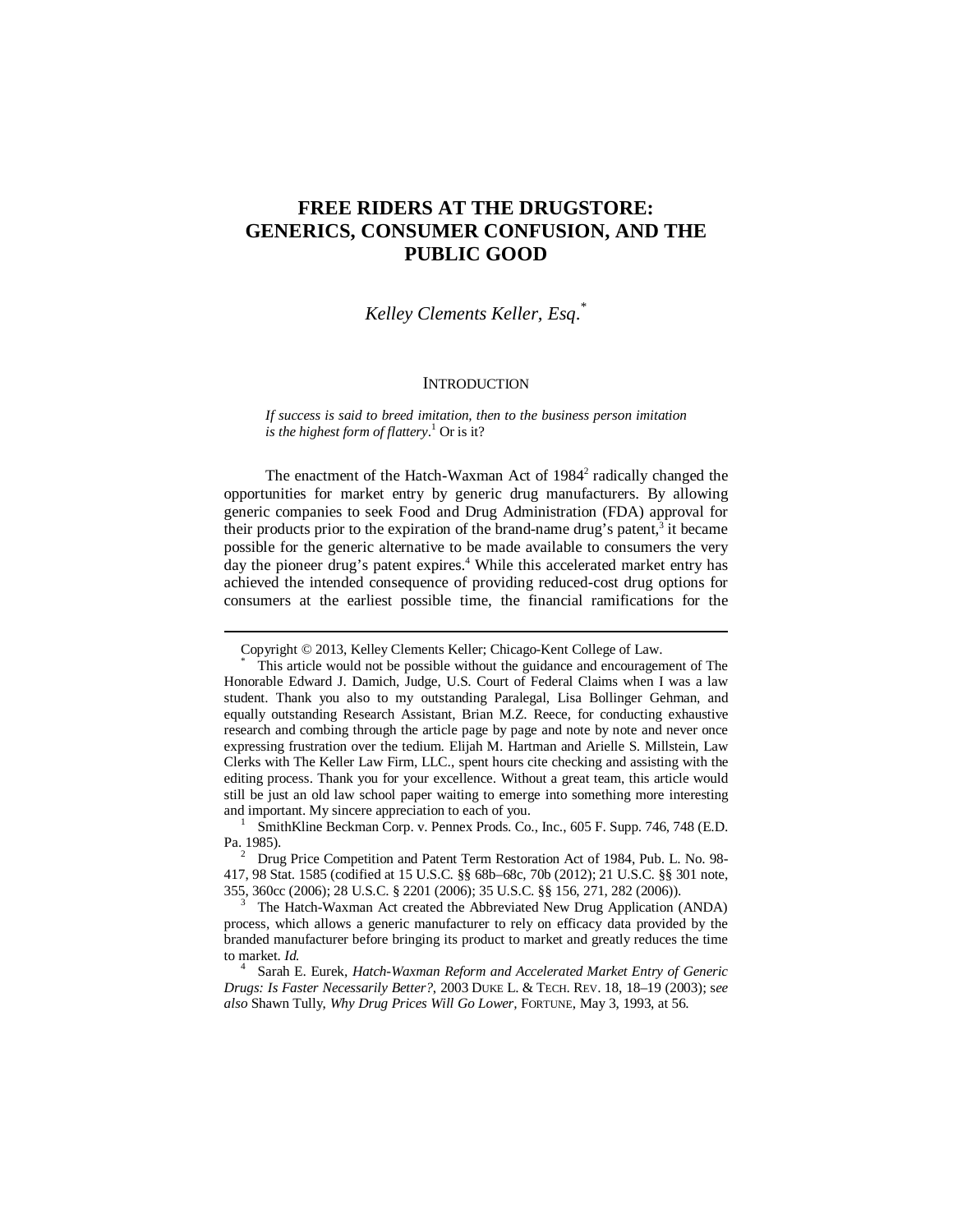# FREE RIDERS AT THE DRUGSTORE: GENERICS, CONSUMER CONFUSION, AND THE PUBLIC GOOD

*Kelley Clements Keller, Esq.*[*]

## INTRODUCTION

> *If success is said to breed imitation, then to the business person imitation is the highest form of flattery*.[1] Or is it?

The enactment of the Hatch-Waxman Act of 1984[2] radically changed the opportunities for market entry by generic drug manufacturers. By allowing generic companies to seek Food and Drug Administration (FDA) approval for their products prior to the expiration of the brand-name drug's patent,[3] it became possible for the generic alternative to be made available to consumers the very day the pioneer drug's patent expires.[4] While this accelerated market entry has achieved the intended consequence of providing reduced-cost drug options for consumers at the earliest possible time, the financial ramifications for the

---

Copyright © 2013, Kelley Clements Keller; Chicago-Kent College of Law.

[*] This article would not be possible without the guidance and encouragement of The Honorable Edward J. Damich, Judge, U.S. Court of Federal Claims when I was a law student. Thank you also to my outstanding Paralegal, Lisa Bollinger Gehman, and equally outstanding Research Assistant, Brian M.Z. Reece, for conducting exhaustive research and combing through the article page by page and note by note and never once expressing frustration over the tedium. Elijah M. Hartman and Arielle S. Millstein, Law Clerks with The Keller Law Firm, LLC., spent hours cite checking and assisting with the editing process. Thank you for your excellence. Without a great team, this article would still be just an old law school paper waiting to emerge into something more interesting and important. My sincere appreciation to each of you.

[1] SmithKline Beckman Corp. v. Pennex Prods. Co., Inc., 605 F. Supp. 746, 748 (E.D. Pa. 1985).

[2] Drug Price Competition and Patent Term Restoration Act of 1984, Pub. L. No. 98-417, 98 Stat. 1585 (codified at 15 U.S.C. §§ 68b–68c, 70b (2012); 21 U.S.C. §§ 301 note, 355, 360cc (2006); 28 U.S.C. § 2201 (2006); 35 U.S.C. §§ 156, 271, 282 (2006)).

[3] The Hatch-Waxman Act created the Abbreviated New Drug Application (ANDA) process, which allows a generic manufacturer to rely on efficacy data provided by the branded manufacturer before bringing its product to market and greatly reduces the time to market. *Id.*

[4] Sarah E. Eurek, *Hatch-Waxman Reform and Accelerated Market Entry of Generic Drugs: Is Faster Necessarily Better?*, 2003 DUKE L. & TECH. REV. 18, 18–19 (2003); *see also* Shawn Tully, *Why Drug Prices Will Go Lower*, FORTUNE, May 3, 1993, at 56.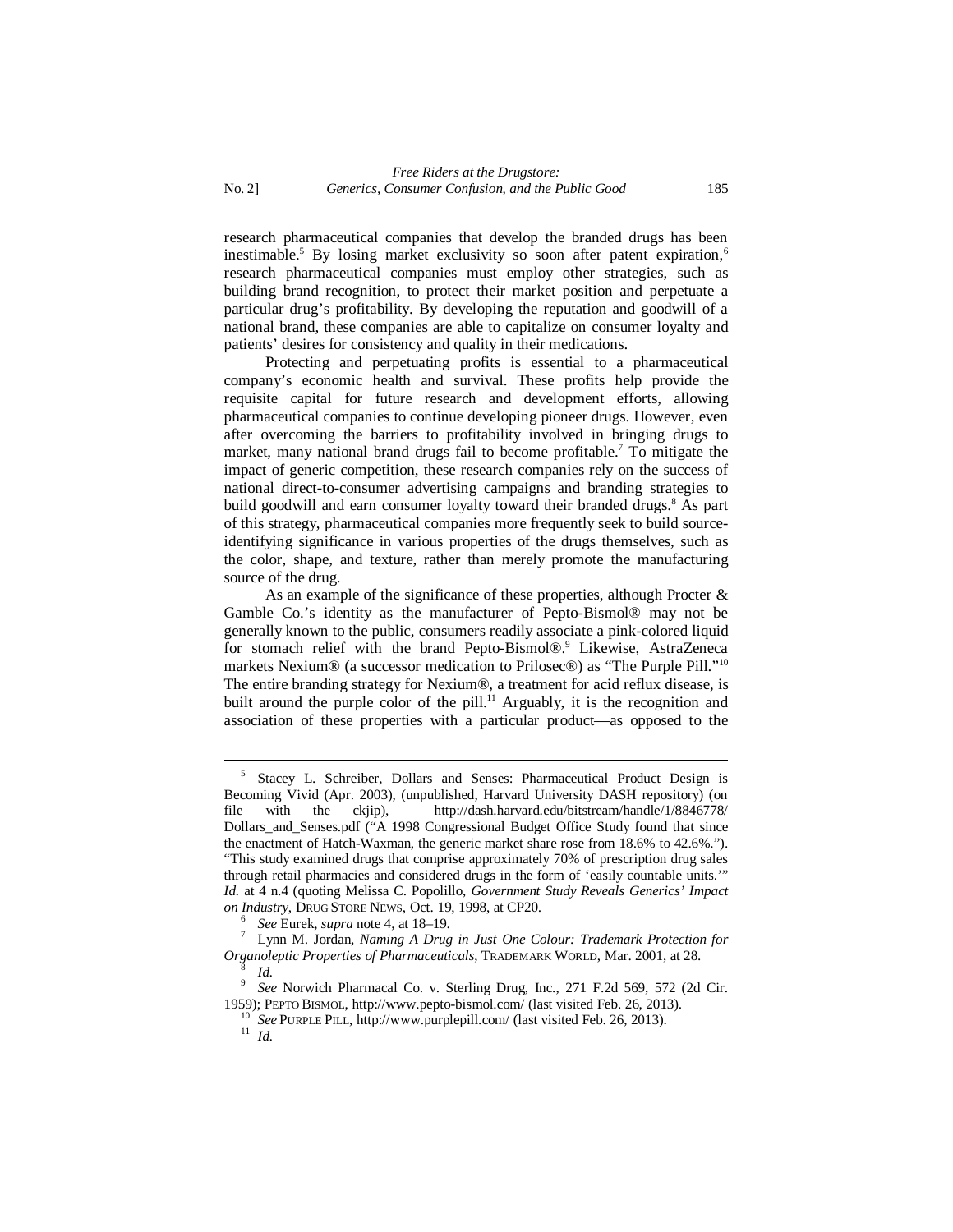research pharmaceutical companies that develop the branded drugs has been inestimable.[5] By losing market exclusivity so soon after patent expiration,[6] research pharmaceutical companies must employ other strategies, such as building brand recognition, to protect their market position and perpetuate a particular drug's profitability. By developing the reputation and goodwill of a national brand, these companies are able to capitalize on consumer loyalty and patients' desires for consistency and quality in their medications.

Protecting and perpetuating profits is essential to a pharmaceutical company's economic health and survival. These profits help provide the requisite capital for future research and development efforts, allowing pharmaceutical companies to continue developing pioneer drugs. However, even after overcoming the barriers to profitability involved in bringing drugs to market, many national brand drugs fail to become profitable.[7] To mitigate the impact of generic competition, these research companies rely on the success of national direct-to-consumer advertising campaigns and branding strategies to build goodwill and earn consumer loyalty toward their branded drugs.[8] As part of this strategy, pharmaceutical companies more frequently seek to build source-identifying significance in various properties of the drugs themselves, such as the color, shape, and texture, rather than merely promote the manufacturing source of the drug.

As an example of the significance of these properties, although Procter & Gamble Co.'s identity as the manufacturer of Pepto-Bismol® may not be generally known to the public, consumers readily associate a pink-colored liquid for stomach relief with the brand Pepto-Bismol®.[9] Likewise, AstraZeneca markets Nexium® (a successor medication to Prilosec®) as "The Purple Pill."[10] The entire branding strategy for Nexium®, a treatment for acid reflux disease, is built around the purple color of the pill.[11] Arguably, it is the recognition and association of these properties with a particular product—as opposed to the

---

[5] Stacey L. Schreiber, Dollars and Senses: Pharmaceutical Product Design is Becoming Vivid (Apr. 2003), (unpublished, Harvard University DASH repository) (on file with the ckjip), http://dash.harvard.edu/bitstream/handle/1/8846778/Dollars_and_Senses.pdf ("A 1998 Congressional Budget Office Study found that since the enactment of Hatch-Waxman, the generic market share rose from 18.6% to 42.6%."). "This study examined drugs that comprise approximately 70% of prescription drug sales through retail pharmacies and considered drugs in the form of 'easily countable units.'" *Id.* at 4 n.4 (quoting Melissa C. Popolillo, *Government Study Reveals Generics' Impact on Industry*, DRUG STORE NEWS, Oct. 19, 1998, at CP20.

[6] *See* Eurek, *supra* note 4, at 18–19.

[7] Lynn M. Jordan, *Naming A Drug in Just One Colour: Trademark Protection for Organoleptic Properties of Pharmaceuticals*, TRADEMARK WORLD, Mar. 2001, at 28.

[8] *Id.*

[9] *See* Norwich Pharmacal Co. v. Sterling Drug, Inc., 271 F.2d 569, 572 (2d Cir. 1959); PEPTO BISMOL, http://www.pepto-bismol.com/ (last visited Feb. 26, 2013).

[10] *See* PURPLE PILL, http://www.purplepill.com/ (last visited Feb. 26, 2013).

[11] *Id.*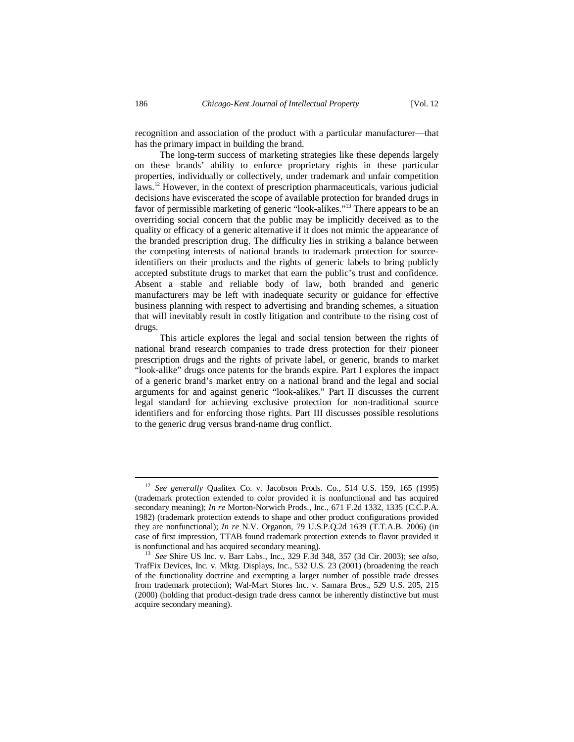recognition and association of the product with a particular manufacturer—that has the primary impact in building the brand.

The long-term success of marketing strategies like these depends largely on these brands' ability to enforce proprietary rights in these particular properties, individually or collectively, under trademark and unfair competition laws.[12] However, in the context of prescription pharmaceuticals, various judicial decisions have eviscerated the scope of available protection for branded drugs in favor of permissible marketing of generic "look-alikes."[13] There appears to be an overriding social concern that the public may be implicitly deceived as to the quality or efficacy of a generic alternative if it does not mimic the appearance of the branded prescription drug. The difficulty lies in striking a balance between the competing interests of national brands to trademark protection for source-identifiers on their products and the rights of generic labels to bring publicly accepted substitute drugs to market that earn the public's trust and confidence. Absent a stable and reliable body of law, both branded and generic manufacturers may be left with inadequate security or guidance for effective business planning with respect to advertising and branding schemes, a situation that will inevitably result in costly litigation and contribute to the rising cost of drugs.

This article explores the legal and social tension between the rights of national brand research companies to trade dress protection for their pioneer prescription drugs and the rights of private label, or generic, brands to market "look-alike" drugs once patents for the brands expire. Part I explores the impact of a generic brand's market entry on a national brand and the legal and social arguments for and against generic "look-alikes." Part II discusses the current legal standard for achieving exclusive protection for non-traditional source identifiers and for enforcing those rights. Part III discusses possible resolutions to the generic drug versus brand-name drug conflict.

---

[12] *See generally* Qualitex Co. v. Jacobson Prods. Co., 514 U.S. 159, 165 (1995) (trademark protection extended to color provided it is nonfunctional and has acquired secondary meaning); *In re* Morton-Norwich Prods., Inc., 671 F.2d 1332, 1335 (C.C.P.A. 1982) (trademark protection extends to shape and other product configurations provided they are nonfunctional); *In re* N.V. Organon, 79 U.S.P.Q.2d 1639 (T.T.A.B. 2006) (in case of first impression, TTAB found trademark protection extends to flavor provided it is nonfunctional and has acquired secondary meaning).

[13] *See* Shire US Inc. v. Barr Labs., Inc., 329 F.3d 348, 357 (3d Cir. 2003); s*ee also*, TrafFix Devices, Inc. v. Mktg. Displays, Inc., 532 U.S. 23 (2001) (broadening the reach of the functionality doctrine and exempting a larger number of possible trade dresses from trademark protection); Wal-Mart Stores Inc. v. Samara Bros., 529 U.S. 205, 215 (2000) (holding that product-design trade dress cannot be inherently distinctive but must acquire secondary meaning).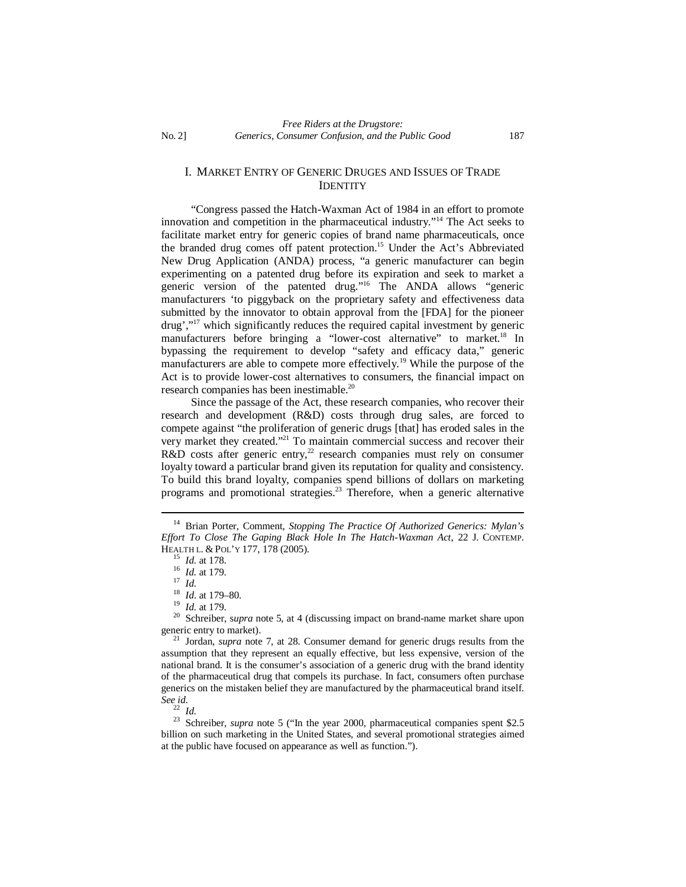## I. MARKET ENTRY OF GENERIC DRUGES AND ISSUES OF TRADE IDENTITY

"Congress passed the Hatch-Waxman Act of 1984 in an effort to promote innovation and competition in the pharmaceutical industry."[14] The Act seeks to facilitate market entry for generic copies of brand name pharmaceuticals, once the branded drug comes off patent protection.[15] Under the Act's Abbreviated New Drug Application (ANDA) process, "a generic manufacturer can begin experimenting on a patented drug before its expiration and seek to market a generic version of the patented drug."[16] The ANDA allows "generic manufacturers 'to piggyback on the proprietary safety and effectiveness data submitted by the innovator to obtain approval from the [FDA] for the pioneer drug',"[17] which significantly reduces the required capital investment by generic manufacturers before bringing a "lower-cost alternative" to market.[18] In bypassing the requirement to develop "safety and efficacy data," generic manufacturers are able to compete more effectively.[19] While the purpose of the Act is to provide lower-cost alternatives to consumers, the financial impact on research companies has been inestimable.[20]

Since the passage of the Act, these research companies, who recover their research and development (R&D) costs through drug sales, are forced to compete against "the proliferation of generic drugs [that] has eroded sales in the very market they created."[21] To maintain commercial success and recover their R&D costs after generic entry,[22] research companies must rely on consumer loyalty toward a particular brand given its reputation for quality and consistency. To build this brand loyalty, companies spend billions of dollars on marketing programs and promotional strategies.[23] Therefore, when a generic alternative

---

[14] Brian Porter, Comment, *Stopping The Practice Of Authorized Generics: Mylan's Effort To Close The Gaping Black Hole In The Hatch-Waxman Act*, 22 J. CONTEMP. HEALTH L. & POL'Y 177, 178 (2005).

[15] *Id.* at 178.

[16] *Id.* at 179.

[17] *Id.*

[18] *Id*. at 179–80.

[19] *Id.* at 179.

[20] Schreiber, s*upra* note 5, at 4 (discussing impact on brand-name market share upon generic entry to market).

[21] Jordan, *supra* note 7, at 28. Consumer demand for generic drugs results from the assumption that they represent an equally effective, but less expensive, version of the national brand. It is the consumer's association of a generic drug with the brand identity of the pharmaceutical drug that compels its purchase. In fact, consumers often purchase generics on the mistaken belief they are manufactured by the pharmaceutical brand itself. *See id*.

[22] *Id.*

[23] Schreiber, *supra* note 5 ("In the year 2000, pharmaceutical companies spent $2.5 billion on such marketing in the United States, and several promotional strategies aimed at the public have focused on appearance as well as function.").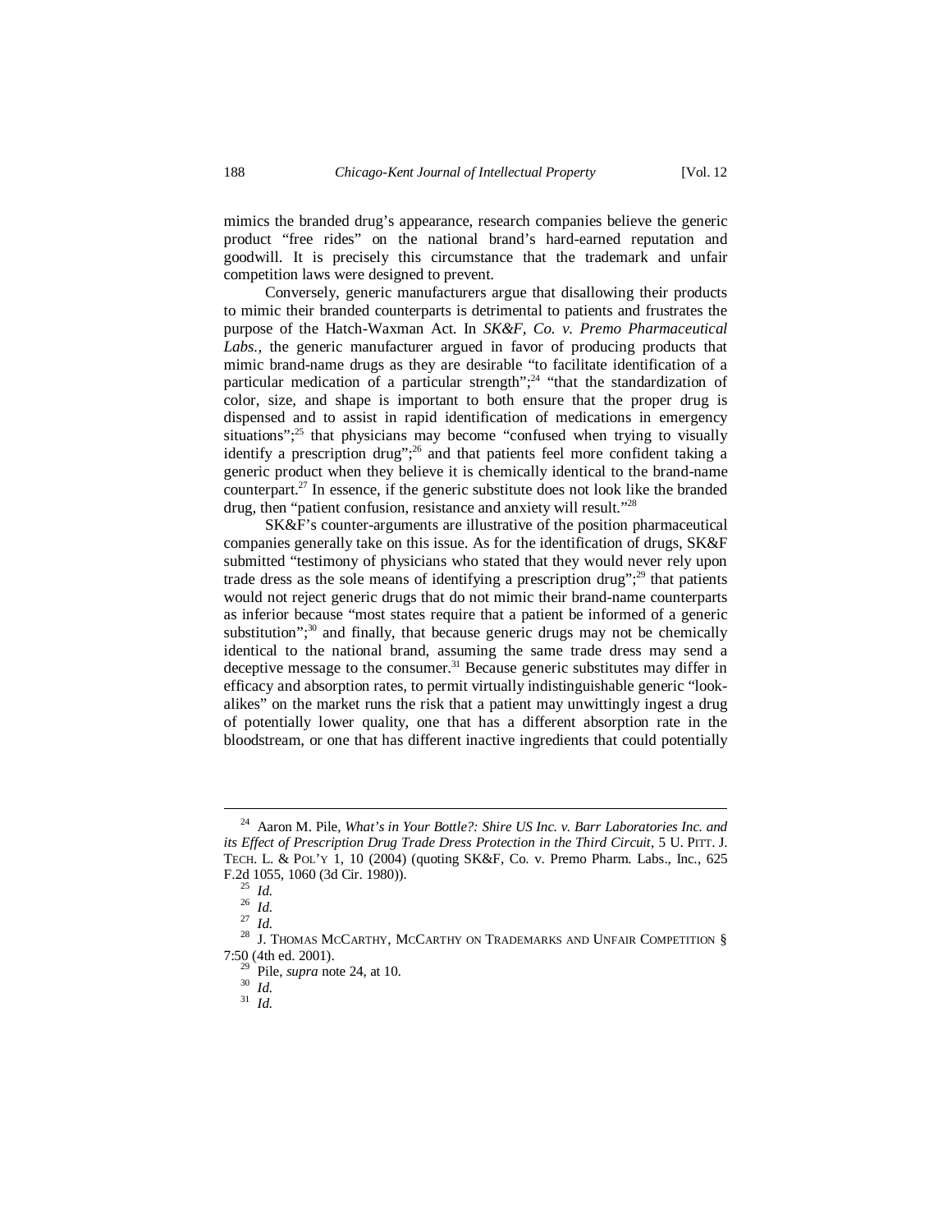mimics the branded drug's appearance, research companies believe the generic product "free rides" on the national brand's hard-earned reputation and goodwill. It is precisely this circumstance that the trademark and unfair competition laws were designed to prevent.

Conversely, generic manufacturers argue that disallowing their products to mimic their branded counterparts is detrimental to patients and frustrates the purpose of the Hatch-Waxman Act. In *SK&F, Co. v. Premo Pharmaceutical Labs.*, the generic manufacturer argued in favor of producing products that mimic brand-name drugs as they are desirable "to facilitate identification of a particular medication of a particular strength";[24] "that the standardization of color, size, and shape is important to both ensure that the proper drug is dispensed and to assist in rapid identification of medications in emergency situations";[25] that physicians may become "confused when trying to visually identify a prescription drug";[26] and that patients feel more confident taking a generic product when they believe it is chemically identical to the brand-name counterpart.[27] In essence, if the generic substitute does not look like the branded drug, then "patient confusion, resistance and anxiety will result."[28]

SK&F's counter-arguments are illustrative of the position pharmaceutical companies generally take on this issue. As for the identification of drugs, SK&F submitted "testimony of physicians who stated that they would never rely upon trade dress as the sole means of identifying a prescription drug";[29] that patients would not reject generic drugs that do not mimic their brand-name counterparts as inferior because "most states require that a patient be informed of a generic substitution";[30] and finally, that because generic drugs may not be chemically identical to the national brand, assuming the same trade dress may send a deceptive message to the consumer.[31] Because generic substitutes may differ in efficacy and absorption rates, to permit virtually indistinguishable generic "look-alikes" on the market runs the risk that a patient may unwittingly ingest a drug of potentially lower quality, one that has a different absorption rate in the bloodstream, or one that has different inactive ingredients that could potentially

---

[24] Aaron M. Pile, *What's in Your Bottle?: Shire US Inc. v. Barr Laboratories Inc. and its Effect of Prescription Drug Trade Dress Protection in the Third Circuit*, 5 U. PITT. J. TECH. L. & POL'Y 1, 10 (2004) (quoting SK&F, Co. v. Premo Pharm. Labs., Inc., 625 F.2d 1055, 1060 (3d Cir. 1980)).

[25] *Id.*

[26] *Id.*

[27] *Id.*

[28] J. THOMAS MCCARTHY, MCCARTHY ON TRADEMARKS AND UNFAIR COMPETITION § 7:50 (4th ed. 2001).

[29] Pile, *supra* note 24, at 10.

[30] *Id.*

[31] *Id.*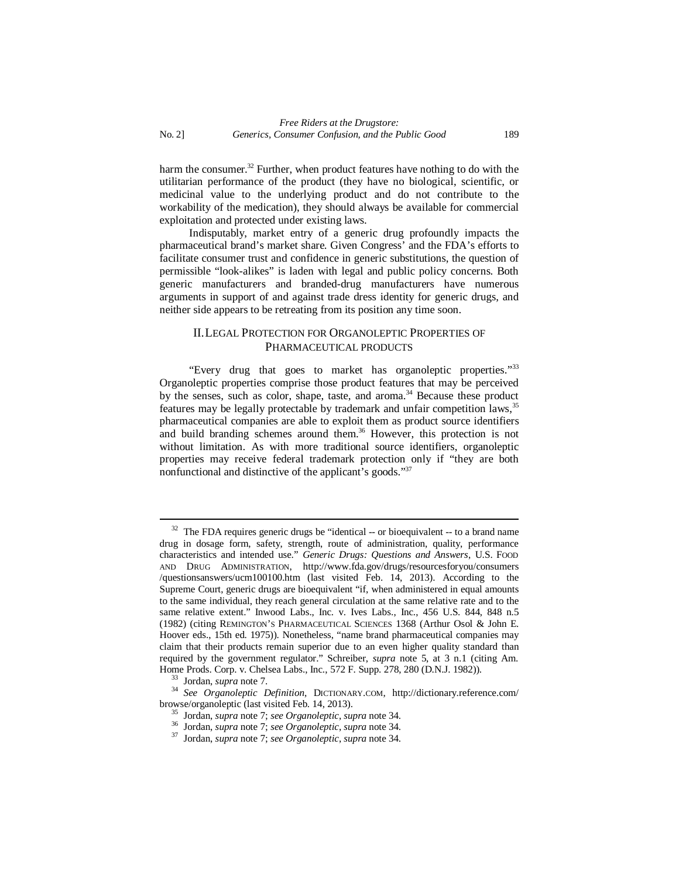harm the consumer.[32] Further, when product features have nothing to do with the utilitarian performance of the product (they have no biological, scientific, or medicinal value to the underlying product and do not contribute to the workability of the medication), they should always be available for commercial exploitation and protected under existing laws.

Indisputably, market entry of a generic drug profoundly impacts the pharmaceutical brand's market share. Given Congress' and the FDA's efforts to facilitate consumer trust and confidence in generic substitutions, the question of permissible "look-alikes" is laden with legal and public policy concerns. Both generic manufacturers and branded-drug manufacturers have numerous arguments in support of and against trade dress identity for generic drugs, and neither side appears to be retreating from its position any time soon.

## II. LEGAL PROTECTION FOR ORGANOLEPTIC PROPERTIES OF PHARMACEUTICAL PRODUCTS

"Every drug that goes to market has organoleptic properties."[33] Organoleptic properties comprise those product features that may be perceived by the senses, such as color, shape, taste, and aroma.[34] Because these product features may be legally protectable by trademark and unfair competition laws,[35] pharmaceutical companies are able to exploit them as product source identifiers and build branding schemes around them.[36] However, this protection is not without limitation. As with more traditional source identifiers, organoleptic properties may receive federal trademark protection only if "they are both nonfunctional and distinctive of the applicant's goods."[37]

---

[32] The FDA requires generic drugs be "identical -- or bioequivalent -- to a brand name drug in dosage form, safety, strength, route of administration, quality, performance characteristics and intended use." *Generic Drugs: Questions and Answers*, U.S. FOOD AND DRUG ADMINISTRATION, http://www.fda.gov/drugs/resourcesforyou/consumers/questionsanswers/ucm100100.htm (last visited Feb. 14, 2013). According to the Supreme Court, generic drugs are bioequivalent "if, when administered in equal amounts to the same individual, they reach general circulation at the same relative rate and to the same relative extent." Inwood Labs., Inc. v. Ives Labs., Inc., 456 U.S. 844, 848 n.5 (1982) (citing REMINGTON'S PHARMACEUTICAL SCIENCES 1368 (Arthur Osol & John E. Hoover eds., 15th ed. 1975)). Nonetheless, "name brand pharmaceutical companies may claim that their products remain superior due to an even higher quality standard than required by the government regulator." Schreiber, *supra* note 5, at 3 n.1 (citing Am. Home Prods. Corp. v. Chelsea Labs., Inc., 572 F. Supp. 278, 280 (D.N.J. 1982)).

[33] Jordan, *supra* note 7.

[34] *See Organoleptic Definition*, DICTIONARY.COM, http://dictionary.reference.com/browse/organoleptic (last visited Feb. 14, 2013).

[35] Jordan, *supra* note 7; *see Organoleptic*, *supra* note 34.

[36] Jordan, *supra* note 7; *see Organoleptic*, *supra* note 34.

[37] Jordan, *supra* note 7; *see Organoleptic*, *supra* note 34.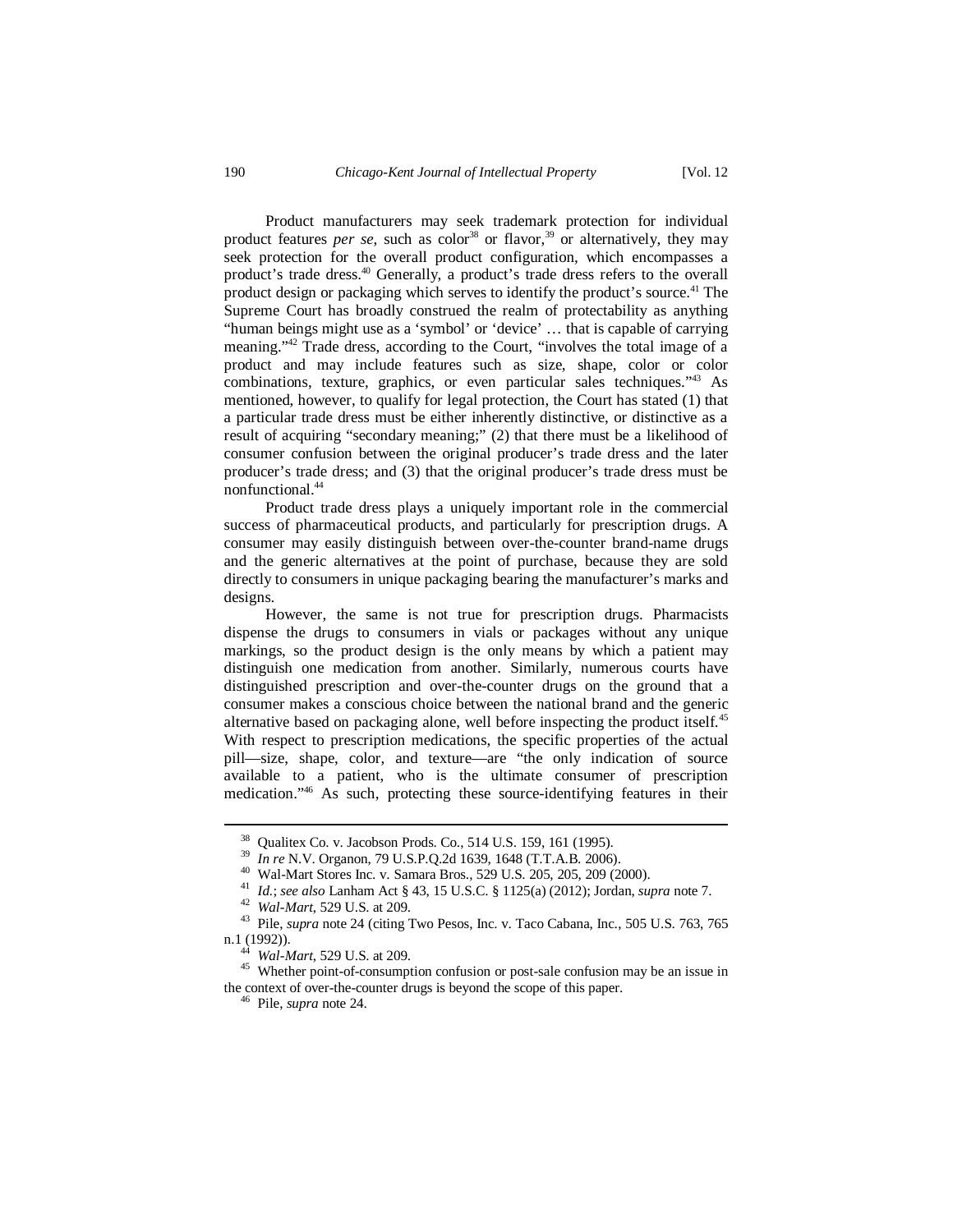Product manufacturers may seek trademark protection for individual product features *per se*, such as color[38] or flavor,[39] or alternatively, they may seek protection for the overall product configuration, which encompasses a product's trade dress.[40] Generally, a product's trade dress refers to the overall product design or packaging which serves to identify the product's source.[41] The Supreme Court has broadly construed the realm of protectability as anything "human beings might use as a 'symbol' or 'device' … that is capable of carrying meaning."[42] Trade dress, according to the Court, "involves the total image of a product and may include features such as size, shape, color or color combinations, texture, graphics, or even particular sales techniques."[43] As mentioned, however, to qualify for legal protection, the Court has stated (1) that a particular trade dress must be either inherently distinctive, or distinctive as a result of acquiring "secondary meaning;" (2) that there must be a likelihood of consumer confusion between the original producer's trade dress and the later producer's trade dress; and (3) that the original producer's trade dress must be nonfunctional.[44]

Product trade dress plays a uniquely important role in the commercial success of pharmaceutical products, and particularly for prescription drugs. A consumer may easily distinguish between over-the-counter brand-name drugs and the generic alternatives at the point of purchase, because they are sold directly to consumers in unique packaging bearing the manufacturer's marks and designs.

However, the same is not true for prescription drugs. Pharmacists dispense the drugs to consumers in vials or packages without any unique markings, so the product design is the only means by which a patient may distinguish one medication from another. Similarly, numerous courts have distinguished prescription and over-the-counter drugs on the ground that a consumer makes a conscious choice between the national brand and the generic alternative based on packaging alone, well before inspecting the product itself.[45] With respect to prescription medications, the specific properties of the actual pill—size, shape, color, and texture—are "the only indication of source available to a patient, who is the ultimate consumer of prescription medication."[46] As such, protecting these source-identifying features in their

---

[38] Qualitex Co. v. Jacobson Prods. Co., 514 U.S. 159, 161 (1995).

[39] *In re* N.V. Organon, 79 U.S.P.Q.2d 1639, 1648 (T.T.A.B. 2006).

[40] Wal-Mart Stores Inc. v. Samara Bros., 529 U.S. 205, 205, 209 (2000).

[41] *Id.*; *see also* Lanham Act § 43, 15 U.S.C. § 1125(a) (2012); Jordan, *supra* note 7.

[42] *Wal-Mart*, 529 U.S. at 209.

[43] Pile, *supra* note 24 (citing Two Pesos, Inc. v. Taco Cabana, Inc., 505 U.S. 763, 765 n.1 (1992)).

[44] *Wal-Mart*, 529 U.S. at 209.

[45] Whether point-of-consumption confusion or post-sale confusion may be an issue in the context of over-the-counter drugs is beyond the scope of this paper.

[46] Pile, *supra* note 24.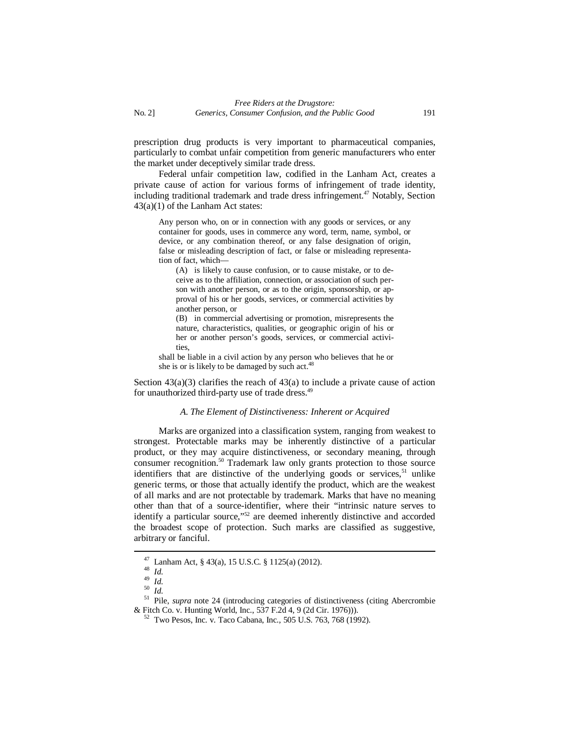prescription drug products is very important to pharmaceutical companies, particularly to combat unfair competition from generic manufacturers who enter the market under deceptively similar trade dress.

Federal unfair competition law, codified in the Lanham Act, creates a private cause of action for various forms of infringement of trade identity, including traditional trademark and trade dress infringement.[47] Notably, Section 43(a)(1) of the Lanham Act states:

> Any person who, on or in connection with any goods or services, or any container for goods, uses in commerce any word, term, name, symbol, or device, or any combination thereof, or any false designation of origin, false or misleading description of fact, or false or misleading representation of fact, which—
>
> (A) is likely to cause confusion, or to cause mistake, or to deceive as to the affiliation, connection, or association of such person with another person, or as to the origin, sponsorship, or approval of his or her goods, services, or commercial activities by another person, or
>
> (B) in commercial advertising or promotion, misrepresents the nature, characteristics, qualities, or geographic origin of his or her or another person's goods, services, or commercial activities,
>
> shall be liable in a civil action by any person who believes that he or she is or is likely to be damaged by such act.[48]

Section 43(a)(3) clarifies the reach of 43(a) to include a private cause of action for unauthorized third-party use of trade dress.[49]

### *A. The Element of Distinctiveness: Inherent or Acquired*

Marks are organized into a classification system, ranging from weakest to strongest. Protectable marks may be inherently distinctive of a particular product, or they may acquire distinctiveness, or secondary meaning, through consumer recognition.[50] Trademark law only grants protection to those source identifiers that are distinctive of the underlying goods or services,[51] unlike generic terms, or those that actually identify the product, which are the weakest of all marks and are not protectable by trademark. Marks that have no meaning other than that of a source-identifier, where their "intrinsic nature serves to identify a particular source,"[52] are deemed inherently distinctive and accorded the broadest scope of protection. Such marks are classified as suggestive, arbitrary or fanciful.

---

[47] Lanham Act, § 43(a), 15 U.S.C. § 1125(a) (2012).

[48] *Id.*

[49] *Id.*

[50] *Id.*

[51] Pile, *supra* note 24 (introducing categories of distinctiveness (citing Abercrombie & Fitch Co. v. Hunting World, Inc., 537 F.2d 4, 9 (2d Cir. 1976))).

[52] Two Pesos, Inc. v. Taco Cabana, Inc., 505 U.S. 763, 768 (1992).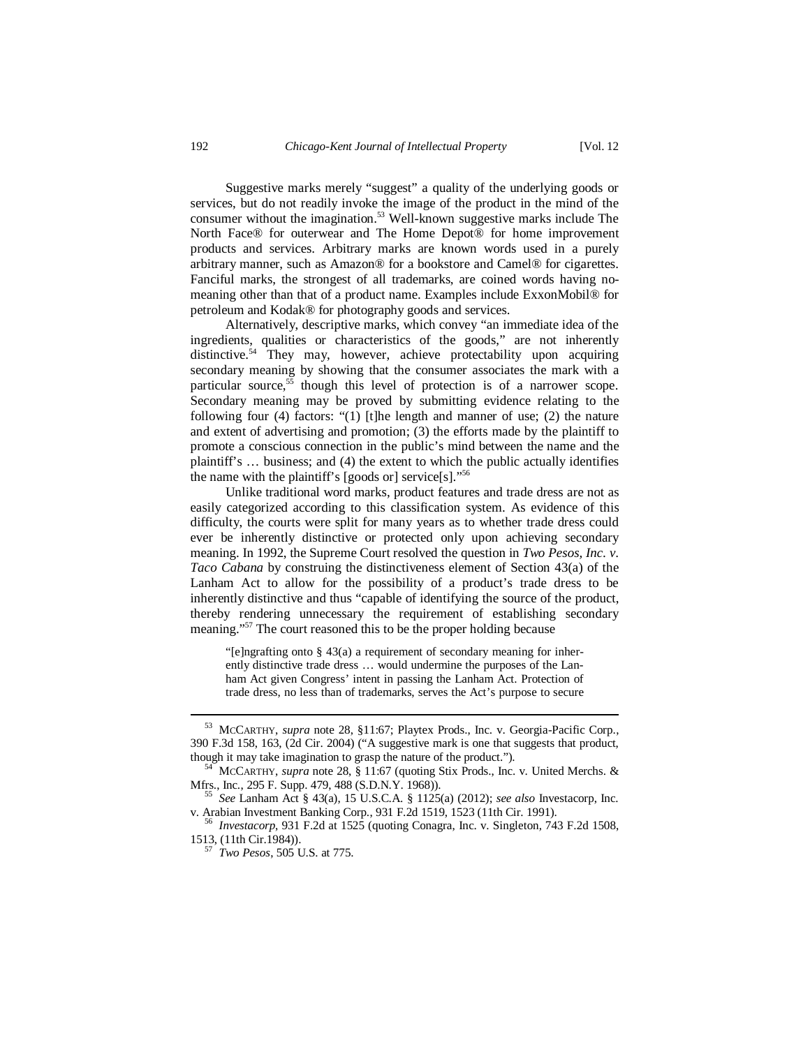Suggestive marks merely "suggest" a quality of the underlying goods or services, but do not readily invoke the image of the product in the mind of the consumer without the imagination.[53] Well-known suggestive marks include The North Face® for outerwear and The Home Depot® for home improvement products and services. Arbitrary marks are known words used in a purely arbitrary manner, such as Amazon® for a bookstore and Camel® for cigarettes. Fanciful marks, the strongest of all trademarks, are coined words having no-meaning other than that of a product name. Examples include ExxonMobil® for petroleum and Kodak® for photography goods and services.

Alternatively, descriptive marks, which convey "an immediate idea of the ingredients, qualities or characteristics of the goods," are not inherently distinctive.[54] They may, however, achieve protectability upon acquiring secondary meaning by showing that the consumer associates the mark with a particular source,[55] though this level of protection is of a narrower scope. Secondary meaning may be proved by submitting evidence relating to the following four (4) factors: "(1) [t]he length and manner of use; (2) the nature and extent of advertising and promotion; (3) the efforts made by the plaintiff to promote a conscious connection in the public's mind between the name and the plaintiff's … business; and (4) the extent to which the public actually identifies the name with the plaintiff's [goods or] service[s]."[56]

Unlike traditional word marks, product features and trade dress are not as easily categorized according to this classification system. As evidence of this difficulty, the courts were split for many years as to whether trade dress could ever be inherently distinctive or protected only upon achieving secondary meaning. In 1992, the Supreme Court resolved the question in *Two Pesos, Inc. v. Taco Cabana* by construing the distinctiveness element of Section 43(a) of the Lanham Act to allow for the possibility of a product's trade dress to be inherently distinctive and thus "capable of identifying the source of the product, thereby rendering unnecessary the requirement of establishing secondary meaning."[57] The court reasoned this to be the proper holding because

> "[e]ngrafting onto § 43(a) a requirement of secondary meaning for inherently distinctive trade dress … would undermine the purposes of the Lanham Act given Congress' intent in passing the Lanham Act. Protection of trade dress, no less than of trademarks, serves the Act's purpose to secure

---

[53] McCarthy, *supra* note 28, §11:67; Playtex Prods., Inc. v. Georgia-Pacific Corp., 390 F.3d 158, 163, (2d Cir. 2004) ("A suggestive mark is one that suggests that product, though it may take imagination to grasp the nature of the product.").

[54] McCarthy, *supra* note 28, § 11:67 (quoting Stix Prods., Inc. v. United Merchs. & Mfrs., Inc., 295 F. Supp. 479, 488 (S.D.N.Y. 1968)).

[55] *See* Lanham Act § 43(a), 15 U.S.C.A. § 1125(a) (2012); *see also* Investacorp, Inc. v. Arabian Investment Banking Corp., 931 F.2d 1519, 1523 (11th Cir. 1991).

[56] *Investacorp*, 931 F.2d at 1525 (quoting Conagra, Inc. v. Singleton, 743 F.2d 1508, 1513, (11th Cir.1984)).

[57] *Two Pesos*, 505 U.S. at 775.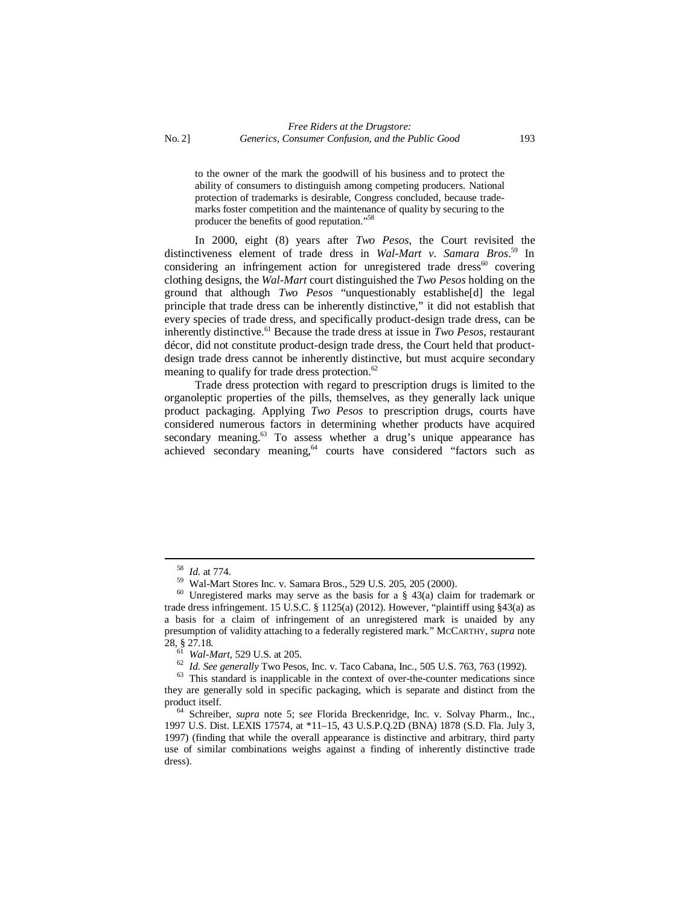> to the owner of the mark the goodwill of his business and to protect the ability of consumers to distinguish among competing producers. National protection of trademarks is desirable, Congress concluded, because trademarks foster competition and the maintenance of quality by securing to the producer the benefits of good reputation."[58]

In 2000, eight (8) years after *Two Pesos*, the Court revisited the distinctiveness element of trade dress in *Wal-Mart v. Samara Bros*.[59] In considering an infringement action for unregistered trade dress[60] covering clothing designs, the *Wal-Mart* court distinguished the *Two Pesos* holding on the ground that although *Two Pesos* "unquestionably establishe[d] the legal principle that trade dress can be inherently distinctive," it did not establish that every species of trade dress, and specifically product-design trade dress, can be inherently distinctive.[61] Because the trade dress at issue in *Two Pesos*, restaurant décor, did not constitute product-design trade dress, the Court held that product-design trade dress cannot be inherently distinctive, but must acquire secondary meaning to qualify for trade dress protection.[62]

Trade dress protection with regard to prescription drugs is limited to the organoleptic properties of the pills, themselves, as they generally lack unique product packaging. Applying *Two Pesos* to prescription drugs, courts have considered numerous factors in determining whether products have acquired secondary meaning.[63] To assess whether a drug's unique appearance has achieved secondary meaning,[64] courts have considered "factors such as

---

[58] *Id.* at 774.

[59] Wal-Mart Stores Inc. v. Samara Bros., 529 U.S. 205, 205 (2000).

[60] Unregistered marks may serve as the basis for a § 43(a) claim for trademark or trade dress infringement. 15 U.S.C. § 1125(a) (2012). However, "plaintiff using §43(a) as a basis for a claim of infringement of an unregistered mark is unaided by any presumption of validity attaching to a federally registered mark." MCCARTHY, *supra* note 28, § 27.18.

[61] *Wal-Mart*, 529 U.S. at 205.

[62] *Id. See generally* Two Pesos, Inc. v. Taco Cabana, Inc., 505 U.S. 763, 763 (1992).

[63] This standard is inapplicable in the context of over-the-counter medications since they are generally sold in specific packaging, which is separate and distinct from the product itself.

[64] Schreiber, *supra* note 5; s*ee* Florida Breckenridge, Inc. v. Solvay Pharm., Inc., 1997 U.S. Dist. LEXIS 17574, at *11–15, 43 U.S.P.Q.2D (BNA) 1878 (S.D. Fla. July 3, 1997) (finding that while the overall appearance is distinctive and arbitrary, third party use of similar combinations weighs against a finding of inherently distinctive trade dress).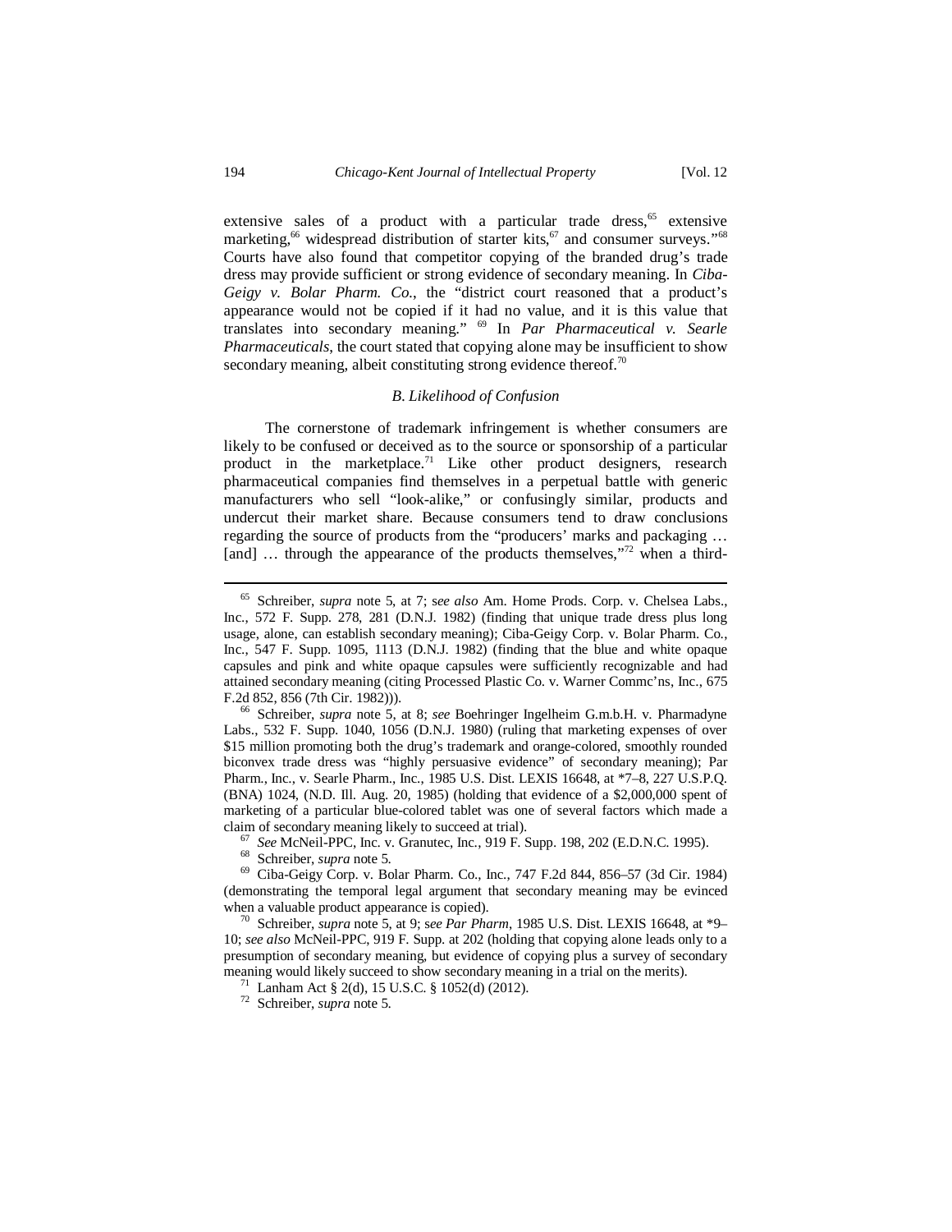extensive sales of a product with a particular trade dress,[65] extensive marketing,[66] widespread distribution of starter kits,[67] and consumer surveys."[68] Courts have also found that competitor copying of the branded drug's trade dress may provide sufficient or strong evidence of secondary meaning. In *Ciba-Geigy v. Bolar Pharm. Co.*, the "district court reasoned that a product's appearance would not be copied if it had no value, and it is this value that translates into secondary meaning." [69] In *Par Pharmaceutical v. Searle Pharmaceuticals*, the court stated that copying alone may be insufficient to show secondary meaning, albeit constituting strong evidence thereof.[70]

### *B. Likelihood of Confusion*

The cornerstone of trademark infringement is whether consumers are likely to be confused or deceived as to the source or sponsorship of a particular product in the marketplace.[71] Like other product designers, research pharmaceutical companies find themselves in a perpetual battle with generic manufacturers who sell "look-alike," or confusingly similar, products and undercut their market share. Because consumers tend to draw conclusions regarding the source of products from the "producers' marks and packaging … [and] … through the appearance of the products themselves,"[72] when a third-

---

[65] Schreiber, *supra* note 5, at 7; *see also* Am. Home Prods. Corp. v. Chelsea Labs., Inc., 572 F. Supp. 278, 281 (D.N.J. 1982) (finding that unique trade dress plus long usage, alone, can establish secondary meaning); Ciba-Geigy Corp. v. Bolar Pharm. Co., Inc., 547 F. Supp. 1095, 1113 (D.N.J. 1982) (finding that the blue and white opaque capsules and pink and white opaque capsules were sufficiently recognizable and had attained secondary meaning (citing Processed Plastic Co. v. Warner Commc'ns, Inc., 675 F.2d 852, 856 (7th Cir. 1982))).

[66] Schreiber, *supra* note 5, at 8; *see* Boehringer Ingelheim G.m.b.H. v. Pharmadyne Labs., 532 F. Supp. 1040, 1056 (D.N.J. 1980) (ruling that marketing expenses of over \$15 million promoting both the drug's trademark and orange-colored, smoothly rounded biconvex trade dress was "highly persuasive evidence" of secondary meaning); Par Pharm., Inc., v. Searle Pharm., Inc., 1985 U.S. Dist. LEXIS 16648, at *7–8, 227 U.S.P.Q. (BNA) 1024, (N.D. Ill. Aug. 20, 1985) (holding that evidence of a \$2,000,000 spent of marketing of a particular blue-colored tablet was one of several factors which made a claim of secondary meaning likely to succeed at trial).

[67] *See* McNeil-PPC, Inc. v. Granutec, Inc., 919 F. Supp. 198, 202 (E.D.N.C. 1995).

[68] Schreiber, *supra* note 5.

[69] Ciba-Geigy Corp. v. Bolar Pharm. Co., Inc., 747 F.2d 844, 856–57 (3d Cir. 1984) (demonstrating the temporal legal argument that secondary meaning may be evinced when a valuable product appearance is copied).

[70] Schreiber, *supra* note 5, at 9; s*ee Par Pharm*, 1985 U.S. Dist. LEXIS 16648, at *9–10; *see also* McNeil-PPC, 919 F. Supp. at 202 (holding that copying alone leads only to a presumption of secondary meaning, but evidence of copying plus a survey of secondary meaning would likely succeed to show secondary meaning in a trial on the merits).

[71] Lanham Act § 2(d), 15 U.S.C. § 1052(d) (2012).

[72] Schreiber, *supra* note 5.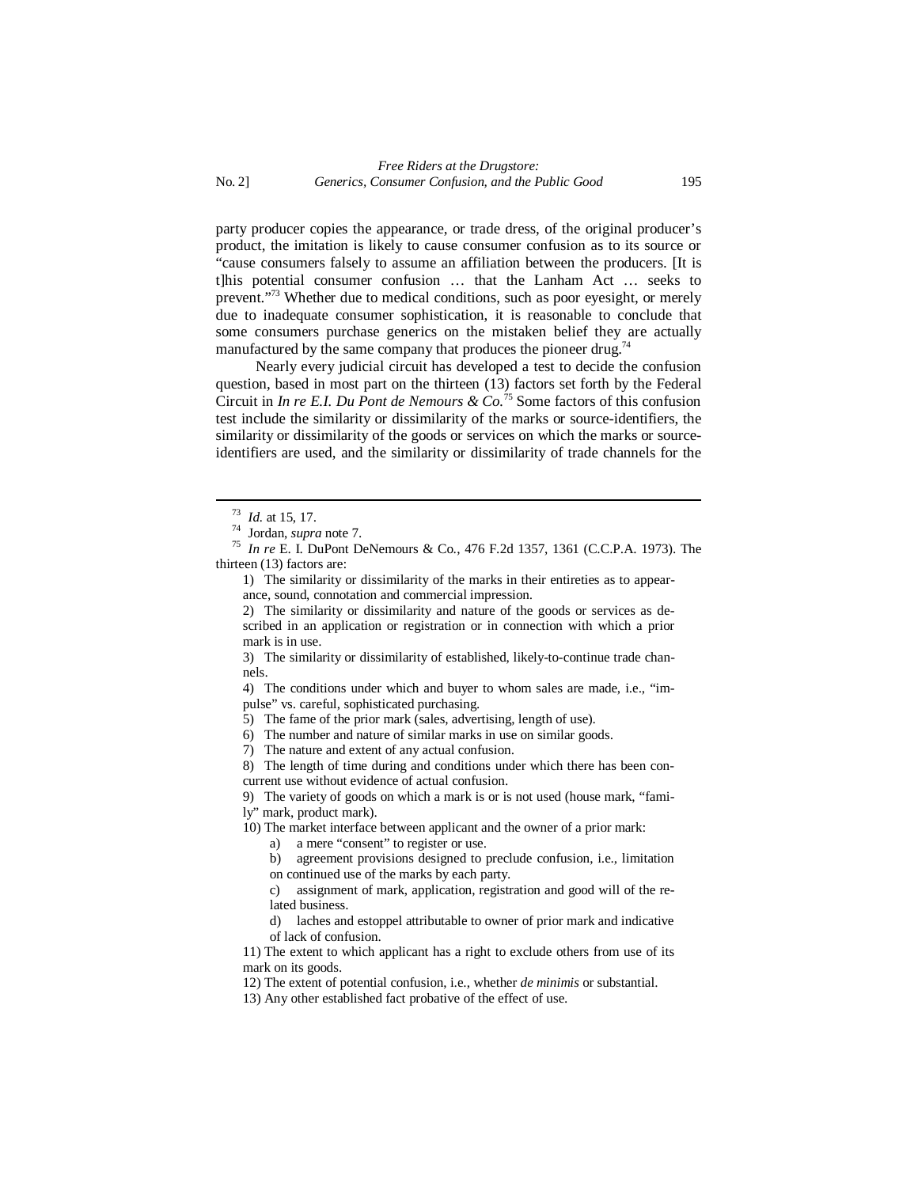party producer copies the appearance, or trade dress, of the original producer's product, the imitation is likely to cause consumer confusion as to its source or "cause consumers falsely to assume an affiliation between the producers. [It is t]his potential consumer confusion … that the Lanham Act … seeks to prevent."[73] Whether due to medical conditions, such as poor eyesight, or merely due to inadequate consumer sophistication, it is reasonable to conclude that some consumers purchase generics on the mistaken belief they are actually manufactured by the same company that produces the pioneer drug.[74]

Nearly every judicial circuit has developed a test to decide the confusion question, based in most part on the thirteen (13) factors set forth by the Federal Circuit in *In re E.I. Du Pont de Nemours & Co.*[75] Some factors of this confusion test include the similarity or dissimilarity of the marks or source-identifiers, the similarity or dissimilarity of the goods or services on which the marks or source-identifiers are used, and the similarity or dissimilarity of trade channels for the

---

[73] *Id.* at 15, 17.

[74] Jordan, *supra* note 7.

[75] *In re* E. I. DuPont DeNemours & Co., 476 F.2d 1357, 1361 (C.C.P.A. 1973). The thirteen (13) factors are:

> 1) The similarity or dissimilarity of the marks in their entireties as to appearance, sound, connotation and commercial impression.
>
> 2) The similarity or dissimilarity and nature of the goods or services as described in an application or registration or in connection with which a prior mark is in use.
>
> 3) The similarity or dissimilarity of established, likely-to-continue trade channels.
>
> 4) The conditions under which and buyer to whom sales are made, i.e., "impulse" vs. careful, sophisticated purchasing.
>
> 5) The fame of the prior mark (sales, advertising, length of use).
>
> 6) The number and nature of similar marks in use on similar goods.
>
> 7) The nature and extent of any actual confusion.
>
> 8) The length of time during and conditions under which there has been concurrent use without evidence of actual confusion.
>
> 9) The variety of goods on which a mark is or is not used (house mark, "family" mark, product mark).
>
> 10) The market interface between applicant and the owner of a prior mark:
>
> > a) a mere "consent" to register or use.
> >
> > b) agreement provisions designed to preclude confusion, i.e., limitation on continued use of the marks by each party.
> >
> > c) assignment of mark, application, registration and good will of the related business.
> >
> > d) laches and estoppel attributable to owner of prior mark and indicative of lack of confusion.
>
> 11) The extent to which applicant has a right to exclude others from use of its mark on its goods.
>
> 12) The extent of potential confusion, i.e., whether *de minimis* or substantial.
>
> 13) Any other established fact probative of the effect of use.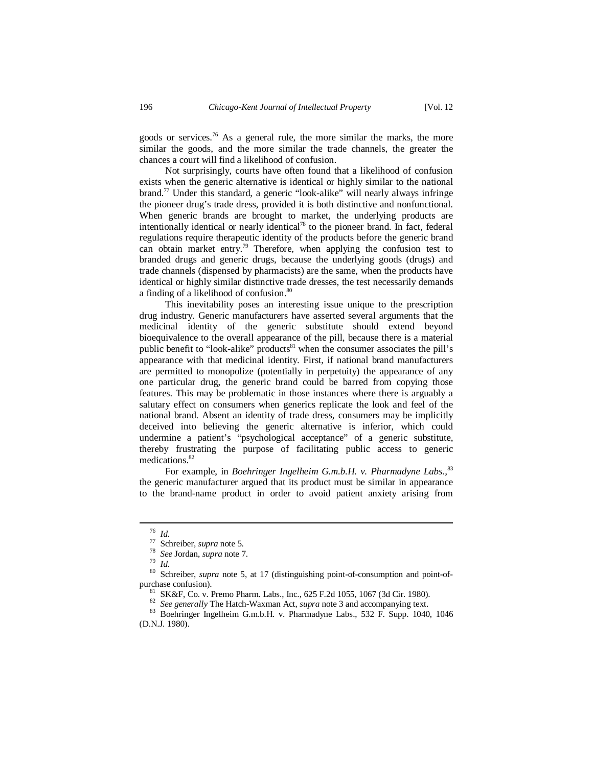goods or services.[76] As a general rule, the more similar the marks, the more similar the goods, and the more similar the trade channels, the greater the chances a court will find a likelihood of confusion.

Not surprisingly, courts have often found that a likelihood of confusion exists when the generic alternative is identical or highly similar to the national brand.[77] Under this standard, a generic "look-alike" will nearly always infringe the pioneer drug's trade dress, provided it is both distinctive and nonfunctional. When generic brands are brought to market, the underlying products are intentionally identical or nearly identical[78] to the pioneer brand. In fact, federal regulations require therapeutic identity of the products before the generic brand can obtain market entry.[79] Therefore, when applying the confusion test to branded drugs and generic drugs, because the underlying goods (drugs) and trade channels (dispensed by pharmacists) are the same, when the products have identical or highly similar distinctive trade dresses, the test necessarily demands a finding of a likelihood of confusion.[80]

This inevitability poses an interesting issue unique to the prescription drug industry. Generic manufacturers have asserted several arguments that the medicinal identity of the generic substitute should extend beyond bioequivalence to the overall appearance of the pill, because there is a material public benefit to "look-alike" products[81] when the consumer associates the pill's appearance with that medicinal identity. First, if national brand manufacturers are permitted to monopolize (potentially in perpetuity) the appearance of any one particular drug, the generic brand could be barred from copying those features. This may be problematic in those instances where there is arguably a salutary effect on consumers when generics replicate the look and feel of the national brand. Absent an identity of trade dress, consumers may be implicitly deceived into believing the generic alternative is inferior, which could undermine a patient's "psychological acceptance" of a generic substitute, thereby frustrating the purpose of facilitating public access to generic medications.[82]

For example, in *Boehringer Ingelheim G.m.b.H. v. Pharmadyne Labs.*,[83] the generic manufacturer argued that its product must be similar in appearance to the brand-name product in order to avoid patient anxiety arising from

---

[76] *Id.*

[77] Schreiber, *supra* note 5.

[78] *See* Jordan, *supra* note 7.

[79] *Id.*

[80] Schreiber, *supra* note 5, at 17 (distinguishing point-of-consumption and point-of-purchase confusion).

[81] SK&F, Co. v. Premo Pharm. Labs., Inc., 625 F.2d 1055, 1067 (3d Cir. 1980).

[82] *See generally* The Hatch-Waxman Act, *supra* note 3 and accompanying text.

[83] Boehringer Ingelheim G.m.b.H. v. Pharmadyne Labs., 532 F. Supp. 1040, 1046 (D.N.J. 1980).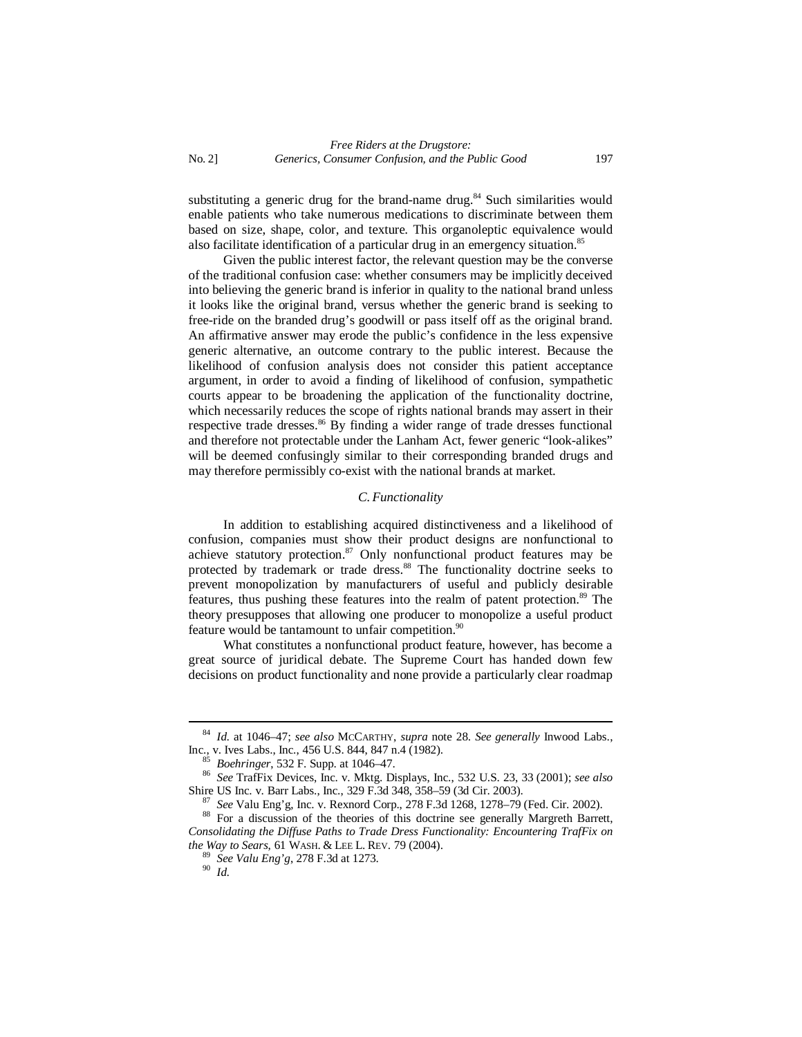substituting a generic drug for the brand-name drug.[84] Such similarities would enable patients who take numerous medications to discriminate between them based on size, shape, color, and texture. This organoleptic equivalence would also facilitate identification of a particular drug in an emergency situation.[85]

Given the public interest factor, the relevant question may be the converse of the traditional confusion case: whether consumers may be implicitly deceived into believing the generic brand is inferior in quality to the national brand unless it looks like the original brand, versus whether the generic brand is seeking to free-ride on the branded drug's goodwill or pass itself off as the original brand. An affirmative answer may erode the public's confidence in the less expensive generic alternative, an outcome contrary to the public interest. Because the likelihood of confusion analysis does not consider this patient acceptance argument, in order to avoid a finding of likelihood of confusion, sympathetic courts appear to be broadening the application of the functionality doctrine, which necessarily reduces the scope of rights national brands may assert in their respective trade dresses.[86] By finding a wider range of trade dresses functional and therefore not protectable under the Lanham Act, fewer generic "look-alikes" will be deemed confusingly similar to their corresponding branded drugs and may therefore permissibly co-exist with the national brands at market.

### *C. Functionality*

In addition to establishing acquired distinctiveness and a likelihood of confusion, companies must show their product designs are nonfunctional to achieve statutory protection.[87] Only nonfunctional product features may be protected by trademark or trade dress.[88] The functionality doctrine seeks to prevent monopolization by manufacturers of useful and publicly desirable features, thus pushing these features into the realm of patent protection.[89] The theory presupposes that allowing one producer to monopolize a useful product feature would be tantamount to unfair competition.[90]

What constitutes a nonfunctional product feature, however, has become a great source of juridical debate. The Supreme Court has handed down few decisions on product functionality and none provide a particularly clear roadmap

---

[84] *Id.* at 1046–47; *see also* MCCARTHY, *supra* note 28. *See generally* Inwood Labs., Inc., v. Ives Labs., Inc., 456 U.S. 844, 847 n.4 (1982).

[85] *Boehringer*, 532 F. Supp. at 1046–47.

[86] *See* TrafFix Devices, Inc. v. Mktg. Displays, Inc., 532 U.S. 23, 33 (2001); *see also* Shire US Inc. v. Barr Labs., Inc., 329 F.3d 348, 358–59 (3d Cir. 2003).

[87] *See* Valu Eng'g, Inc. v. Rexnord Corp., 278 F.3d 1268, 1278–79 (Fed. Cir. 2002).

[88] For a discussion of the theories of this doctrine see generally Margreth Barrett, *Consolidating the Diffuse Paths to Trade Dress Functionality: Encountering TrafFix on the Way to Sears*, 61 WASH. & LEE L. REV. 79 (2004).

[89] *See Valu Eng'g*, 278 F.3d at 1273.

[90] *Id.*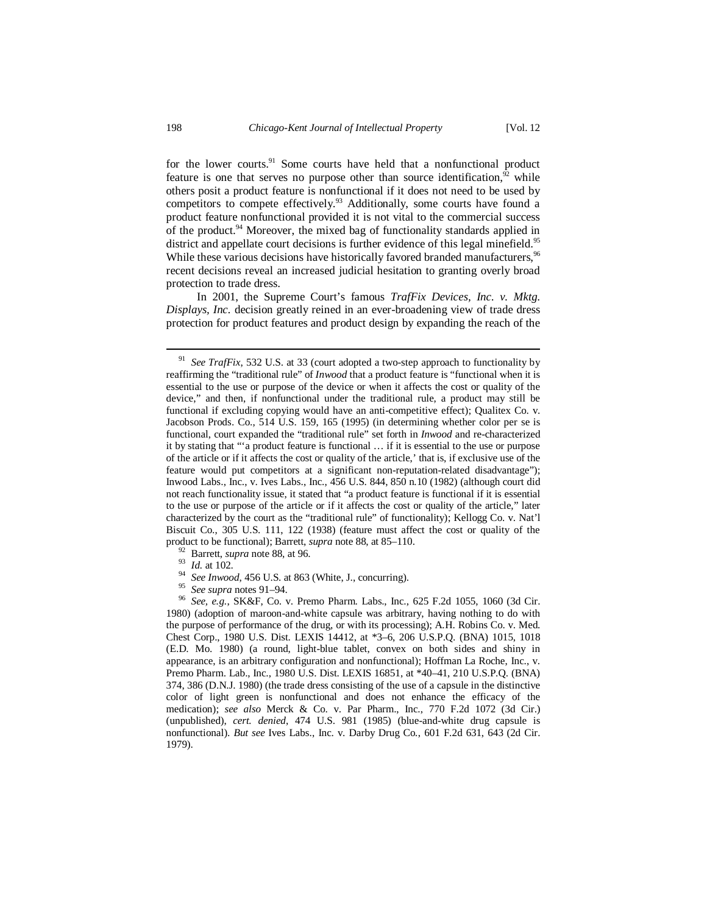for the lower courts.[91] Some courts have held that a nonfunctional product feature is one that serves no purpose other than source identification,[92] while others posit a product feature is nonfunctional if it does not need to be used by competitors to compete effectively.[93] Additionally, some courts have found a product feature nonfunctional provided it is not vital to the commercial success of the product.[94] Moreover, the mixed bag of functionality standards applied in district and appellate court decisions is further evidence of this legal minefield.[95] While these various decisions have historically favored branded manufacturers,[96] recent decisions reveal an increased judicial hesitation to granting overly broad protection to trade dress.

In 2001, the Supreme Court's famous *TrafFix Devices, Inc. v. Mktg. Displays, Inc.* decision greatly reined in an ever-broadening view of trade dress protection for product features and product design by expanding the reach of the

---

[91] *See TrafFix*, 532 U.S. at 33 (court adopted a two-step approach to functionality by reaffirming the "traditional rule" of *Inwood* that a product feature is "functional when it is essential to the use or purpose of the device or when it affects the cost or quality of the device," and then, if nonfunctional under the traditional rule, a product may still be functional if excluding copying would have an anti-competitive effect); Qualitex Co. v. Jacobson Prods. Co., 514 U.S. 159, 165 (1995) (in determining whether color per se is functional, court expanded the "traditional rule" set forth in *Inwood* and re-characterized it by stating that "'a product feature is functional … if it is essential to the use or purpose of the article or if it affects the cost or quality of the article,' that is, if exclusive use of the feature would put competitors at a significant non-reputation-related disadvantage"); Inwood Labs., Inc., v. Ives Labs., Inc., 456 U.S. 844, 850 n.10 (1982) (although court did not reach functionality issue, it stated that "a product feature is functional if it is essential to the use or purpose of the article or if it affects the cost or quality of the article," later characterized by the court as the "traditional rule" of functionality); Kellogg Co. v. Nat'l Biscuit Co., 305 U.S. 111, 122 (1938) (feature must affect the cost or quality of the product to be functional); Barrett, *supra* note 88, at 85–110.

[92] Barrett, *supra* note 88, at 96.

[93] *Id.* at 102.

[94] *See Inwood*, 456 U.S. at 863 (White, J., concurring).

[95] *See supra* notes 91–94.

[96] *See, e.g.*, SK&F, Co. v. Premo Pharm. Labs., Inc., 625 F.2d 1055, 1060 (3d Cir. 1980) (adoption of maroon-and-white capsule was arbitrary, having nothing to do with the purpose of performance of the drug, or with its processing); A.H. Robins Co. v. Med. Chest Corp., 1980 U.S. Dist. LEXIS 14412, at *3–6, 206 U.S.P.Q. (BNA) 1015, 1018 (E.D. Mo. 1980) (a round, light-blue tablet, convex on both sides and shiny in appearance, is an arbitrary configuration and nonfunctional); Hoffman La Roche, Inc., v. Premo Pharm. Lab., Inc., 1980 U.S. Dist. LEXIS 16851, at *40–41, 210 U.S.P.Q. (BNA) 374, 386 (D.N.J. 1980) (the trade dress consisting of the use of a capsule in the distinctive color of light green is nonfunctional and does not enhance the efficacy of the medication); *see also* Merck & Co. v. Par Pharm., Inc., 770 F.2d 1072 (3d Cir.) (unpublished), *cert. denied*, 474 U.S. 981 (1985) (blue-and-white drug capsule is nonfunctional). *But see* Ives Labs., Inc. v. Darby Drug Co., 601 F.2d 631, 643 (2d Cir. 1979).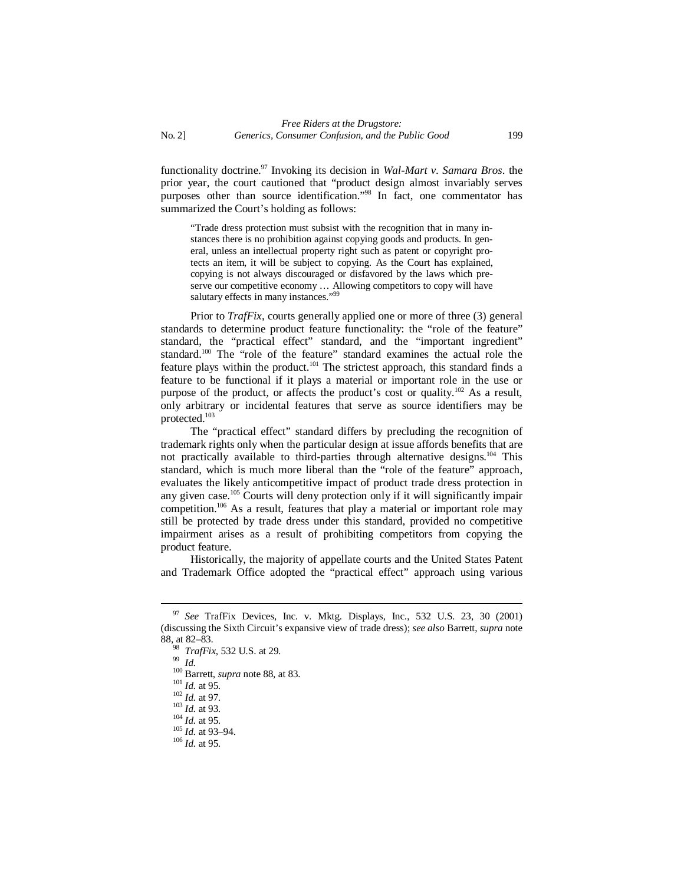functionality doctrine.[97] Invoking its decision in *Wal-Mart v. Samara Bros*. the prior year, the court cautioned that "product design almost invariably serves purposes other than source identification."[98] In fact, one commentator has summarized the Court's holding as follows:

> "Trade dress protection must subsist with the recognition that in many instances there is no prohibition against copying goods and products. In general, unless an intellectual property right such as patent or copyright protects an item, it will be subject to copying. As the Court has explained, copying is not always discouraged or disfavored by the laws which preserve our competitive economy … Allowing competitors to copy will have salutary effects in many instances."[99]

Prior to *TrafFix*, courts generally applied one or more of three (3) general standards to determine product feature functionality: the "role of the feature" standard, the "practical effect" standard, and the "important ingredient" standard.[100] The "role of the feature" standard examines the actual role the feature plays within the product.[101] The strictest approach, this standard finds a feature to be functional if it plays a material or important role in the use or purpose of the product, or affects the product's cost or quality.[102] As a result, only arbitrary or incidental features that serve as source identifiers may be protected.[103]

The "practical effect" standard differs by precluding the recognition of trademark rights only when the particular design at issue affords benefits that are not practically available to third-parties through alternative designs.[104] This standard, which is much more liberal than the "role of the feature" approach, evaluates the likely anticompetitive impact of product trade dress protection in any given case.[105] Courts will deny protection only if it will significantly impair competition.[106] As a result, features that play a material or important role may still be protected by trade dress under this standard, provided no competitive impairment arises as a result of prohibiting competitors from copying the product feature.

Historically, the majority of appellate courts and the United States Patent and Trademark Office adopted the "practical effect" approach using various

---

[97] *See* TrafFix Devices, Inc. v. Mktg. Displays, Inc., 532 U.S. 23, 30 (2001) (discussing the Sixth Circuit's expansive view of trade dress); *see also* Barrett, *supra* note 88, at 82–83.

[98] *TrafFix*, 532 U.S. at 29.

[99] *Id.*

[100] Barrett, *supra* note 88, at 83.

[101] *Id.* at 95.

[102] *Id.* at 97.

[103] *Id.* at 93.

[104] *Id.* at 95.

[105] *Id.* at 93–94.

[106] *Id.* at 95.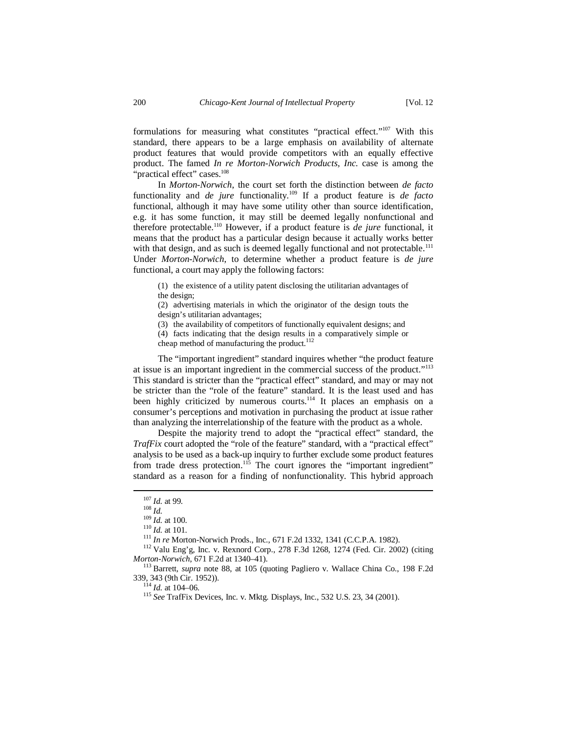formulations for measuring what constitutes "practical effect."[107] With this standard, there appears to be a large emphasis on availability of alternate product features that would provide competitors with an equally effective product. The famed *In re Morton-Norwich Products, Inc.* case is among the "practical effect" cases.[108]

In *Morton-Norwich*, the court set forth the distinction between *de facto* functionality and *de jure* functionality.[109] If a product feature is *de facto* functional, although it may have some utility other than source identification, e.g. it has some function, it may still be deemed legally nonfunctional and therefore protectable.[110] However, if a product feature is *de jure* functional, it means that the product has a particular design because it actually works better with that design, and as such is deemed legally functional and not protectable.[111] Under *Morton-Norwich*, to determine whether a product feature is *de jure* functional, a court may apply the following factors:

> (1) the existence of a utility patent disclosing the utilitarian advantages of the design;
> (2) advertising materials in which the originator of the design touts the design's utilitarian advantages;
> (3) the availability of competitors of functionally equivalent designs; and
> (4) facts indicating that the design results in a comparatively simple or cheap method of manufacturing the product.[112]

The "important ingredient" standard inquires whether "the product feature at issue is an important ingredient in the commercial success of the product."[113] This standard is stricter than the "practical effect" standard, and may or may not be stricter than the "role of the feature" standard. It is the least used and has been highly criticized by numerous courts.[114] It places an emphasis on a consumer's perceptions and motivation in purchasing the product at issue rather than analyzing the interrelationship of the feature with the product as a whole.

Despite the majority trend to adopt the "practical effect" standard, the *TrafFix* court adopted the "role of the feature" standard, with a "practical effect" analysis to be used as a back-up inquiry to further exclude some product features from trade dress protection.[115] The court ignores the "important ingredient" standard as a reason for a finding of nonfunctionality. This hybrid approach

---

[107] *Id.* at 99.

[108] *Id.*

[109] *Id.* at 100.

[110] *Id.* at 101.

[111] *In re* Morton-Norwich Prods., Inc., 671 F.2d 1332, 1341 (C.C.P.A. 1982).

[112] Valu Eng'g, Inc. v. Rexnord Corp., 278 F.3d 1268, 1274 (Fed. Cir. 2002) (citing *Morton-Norwich*, 671 F.2d at 1340–41).

[113] Barrett, *supra* note 88, at 105 (quoting Pagliero v. Wallace China Co., 198 F.2d 339, 343 (9th Cir. 1952)).

[114] *Id.* at 104–06.

[115] *See* TrafFix Devices, Inc. v. Mktg. Displays, Inc., 532 U.S. 23, 34 (2001).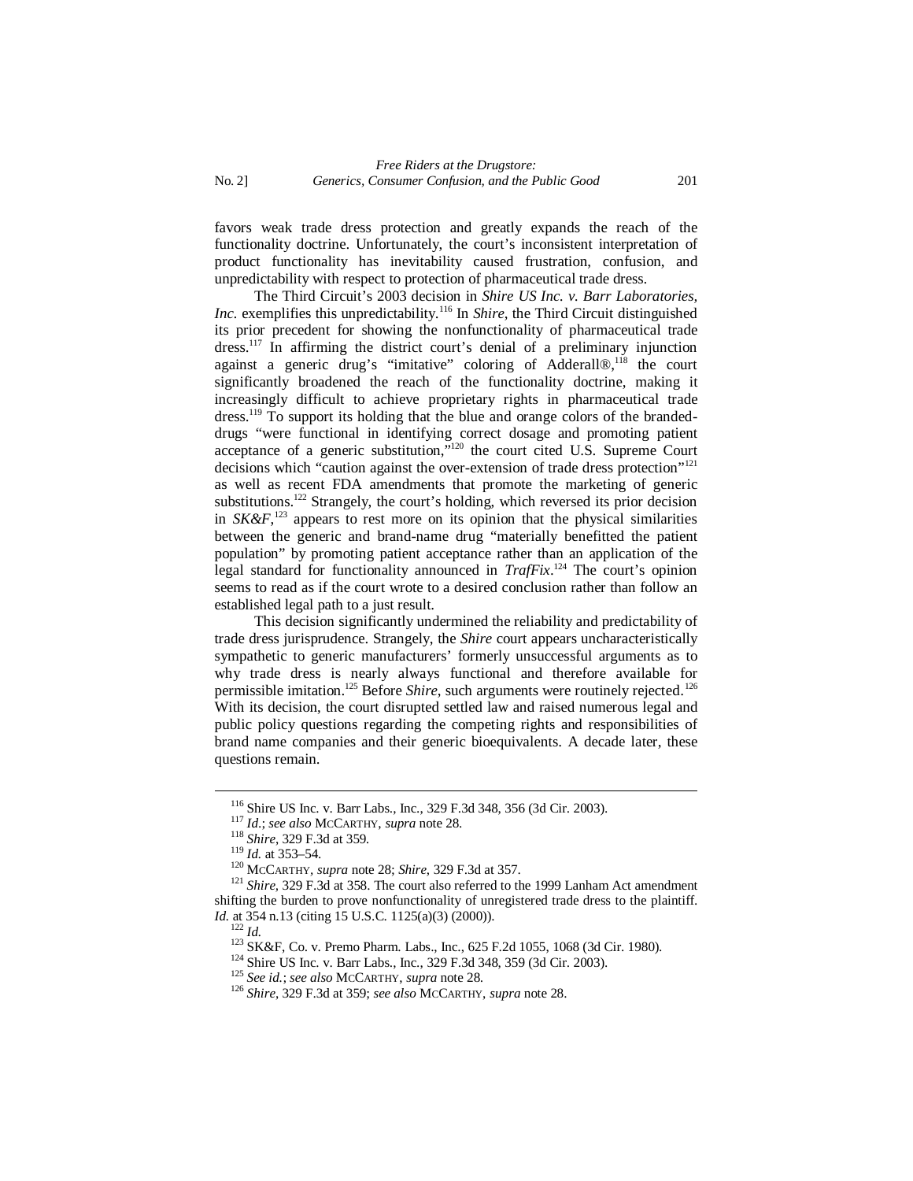favors weak trade dress protection and greatly expands the reach of the functionality doctrine. Unfortunately, the court's inconsistent interpretation of product functionality has inevitability caused frustration, confusion, and unpredictability with respect to protection of pharmaceutical trade dress.

The Third Circuit's 2003 decision in *Shire US Inc. v. Barr Laboratories, Inc.* exemplifies this unpredictability.[116] In *Shire*, the Third Circuit distinguished its prior precedent for showing the nonfunctionality of pharmaceutical trade dress.[117] In affirming the district court's denial of a preliminary injunction against a generic drug's "imitative" coloring of Adderall®,[118] the court significantly broadened the reach of the functionality doctrine, making it increasingly difficult to achieve proprietary rights in pharmaceutical trade dress.[119] To support its holding that the blue and orange colors of the branded-drugs "were functional in identifying correct dosage and promoting patient acceptance of a generic substitution,"[120] the court cited U.S. Supreme Court decisions which "caution against the over-extension of trade dress protection"[121] as well as recent FDA amendments that promote the marketing of generic substitutions.[122] Strangely, the court's holding, which reversed its prior decision in *SK&F*,[123] appears to rest more on its opinion that the physical similarities between the generic and brand-name drug "materially benefitted the patient population" by promoting patient acceptance rather than an application of the legal standard for functionality announced in *TrafFix*.[124] The court's opinion seems to read as if the court wrote to a desired conclusion rather than follow an established legal path to a just result.

This decision significantly undermined the reliability and predictability of trade dress jurisprudence. Strangely, the *Shire* court appears uncharacteristically sympathetic to generic manufacturers' formerly unsuccessful arguments as to why trade dress is nearly always functional and therefore available for permissible imitation.[125] Before *Shire*, such arguments were routinely rejected.[126] With its decision, the court disrupted settled law and raised numerous legal and public policy questions regarding the competing rights and responsibilities of brand name companies and their generic bioequivalents. A decade later, these questions remain.

---

[116] Shire US Inc. v. Barr Labs., Inc., 329 F.3d 348, 356 (3d Cir. 2003).

[117] *Id.*; *see also* MCCARTHY, *supra* note 28.

[118] *Shire*, 329 F.3d at 359.

[119] *Id.* at 353–54.

[120] MCCARTHY, *supra* note 28; *Shire*, 329 F.3d at 357.

[121] *Shire*, 329 F.3d at 358. The court also referred to the 1999 Lanham Act amendment shifting the burden to prove nonfunctionality of unregistered trade dress to the plaintiff. *Id.* at 354 n.13 (citing 15 U.S.C. 1125(a)(3) (2000)).

[122] *Id.*

[123] SK&F, Co. v. Premo Pharm. Labs., Inc., 625 F.2d 1055, 1068 (3d Cir. 1980).

[124] Shire US Inc. v. Barr Labs., Inc., 329 F.3d 348, 359 (3d Cir. 2003).

[125] *See id.*; *see also* MCCARTHY, *supra* note 28.

[126] *Shire*, 329 F.3d at 359; *see also* MCCARTHY, *supra* note 28.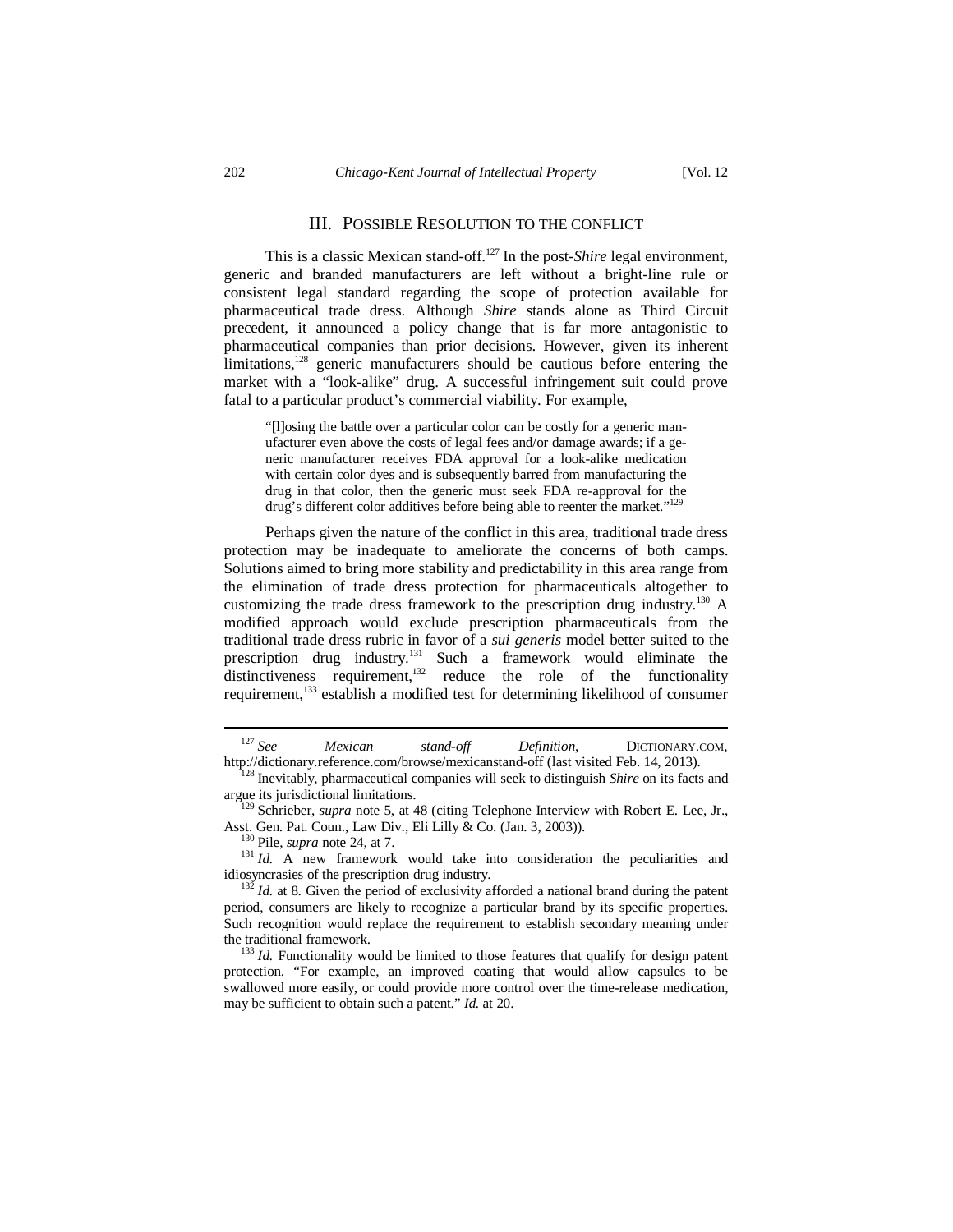## III. POSSIBLE RESOLUTION TO THE CONFLICT

This is a classic Mexican stand-off.[127] In the post-*Shire* legal environment, generic and branded manufacturers are left without a bright-line rule or consistent legal standard regarding the scope of protection available for pharmaceutical trade dress. Although *Shire* stands alone as Third Circuit precedent, it announced a policy change that is far more antagonistic to pharmaceutical companies than prior decisions. However, given its inherent limitations,[128] generic manufacturers should be cautious before entering the market with a "look-alike" drug. A successful infringement suit could prove fatal to a particular product's commercial viability. For example,

> "[l]osing the battle over a particular color can be costly for a generic manufacturer even above the costs of legal fees and/or damage awards; if a generic manufacturer receives FDA approval for a look-alike medication with certain color dyes and is subsequently barred from manufacturing the drug in that color, then the generic must seek FDA re-approval for the drug's different color additives before being able to reenter the market."[129]

Perhaps given the nature of the conflict in this area, traditional trade dress protection may be inadequate to ameliorate the concerns of both camps. Solutions aimed to bring more stability and predictability in this area range from the elimination of trade dress protection for pharmaceuticals altogether to customizing the trade dress framework to the prescription drug industry.[130] A modified approach would exclude prescription pharmaceuticals from the traditional trade dress rubric in favor of a *sui generis* model better suited to the prescription drug industry.[131] Such a framework would eliminate the distinctiveness requirement,[132] reduce the role of the functionality requirement,[133] establish a modified test for determining likelihood of consumer

---

[127] *See* *Mexican stand-off Definition*, DICTIONARY.COM, http://dictionary.reference.com/browse/mexicanstand-off (last visited Feb. 14, 2013).

[128] Inevitably, pharmaceutical companies will seek to distinguish *Shire* on its facts and argue its jurisdictional limitations.

[129] Schrieber, *supra* note 5, at 48 (citing Telephone Interview with Robert E. Lee, Jr., Asst. Gen. Pat. Coun., Law Div., Eli Lilly & Co. (Jan. 3, 2003)).

[130] Pile, *supra* note 24, at 7.

[131] *Id.* A new framework would take into consideration the peculiarities and idiosyncrasies of the prescription drug industry.

[132] *Id.* at 8. Given the period of exclusivity afforded a national brand during the patent period, consumers are likely to recognize a particular brand by its specific properties. Such recognition would replace the requirement to establish secondary meaning under the traditional framework.

[133] *Id.* Functionality would be limited to those features that qualify for design patent protection. "For example, an improved coating that would allow capsules to be swallowed more easily, or could provide more control over the time-release medication, may be sufficient to obtain such a patent." *Id.* at 20.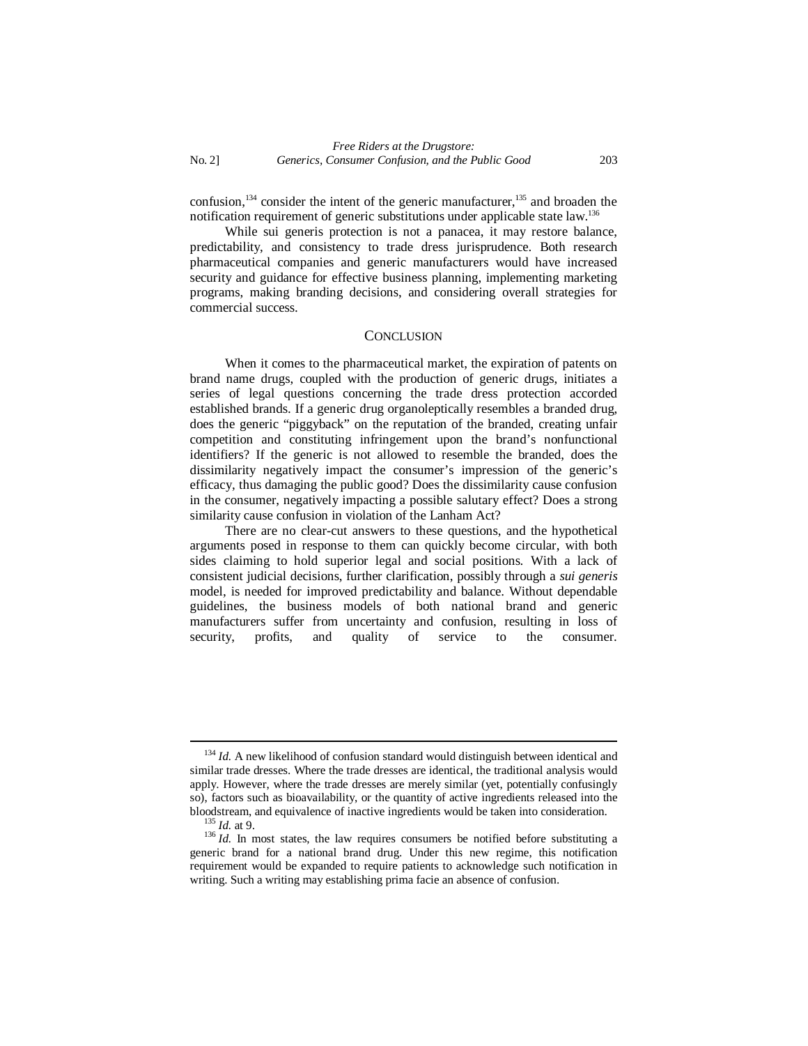confusion,[134] consider the intent of the generic manufacturer,[135] and broaden the notification requirement of generic substitutions under applicable state law.[136]

While sui generis protection is not a panacea, it may restore balance, predictability, and consistency to trade dress jurisprudence. Both research pharmaceutical companies and generic manufacturers would have increased security and guidance for effective business planning, implementing marketing programs, making branding decisions, and considering overall strategies for commercial success.

## CONCLUSION

When it comes to the pharmaceutical market, the expiration of patents on brand name drugs, coupled with the production of generic drugs, initiates a series of legal questions concerning the trade dress protection accorded established brands. If a generic drug organoleptically resembles a branded drug, does the generic "piggyback" on the reputation of the branded, creating unfair competition and constituting infringement upon the brand's nonfunctional identifiers? If the generic is not allowed to resemble the branded, does the dissimilarity negatively impact the consumer's impression of the generic's efficacy, thus damaging the public good? Does the dissimilarity cause confusion in the consumer, negatively impacting a possible salutary effect? Does a strong similarity cause confusion in violation of the Lanham Act?

There are no clear-cut answers to these questions, and the hypothetical arguments posed in response to them can quickly become circular, with both sides claiming to hold superior legal and social positions. With a lack of consistent judicial decisions, further clarification, possibly through a *sui generis* model, is needed for improved predictability and balance. Without dependable guidelines, the business models of both national brand and generic manufacturers suffer from uncertainty and confusion, resulting in loss of security, profits, and quality of service to the consumer.

---

[134] *Id.* A new likelihood of confusion standard would distinguish between identical and similar trade dresses. Where the trade dresses are identical, the traditional analysis would apply. However, where the trade dresses are merely similar (yet, potentially confusingly so), factors such as bioavailability, or the quantity of active ingredients released into the bloodstream, and equivalence of inactive ingredients would be taken into consideration.

[135] *Id.* at 9.

[136] *Id.* In most states, the law requires consumers be notified before substituting a generic brand for a national brand drug. Under this new regime, this notification requirement would be expanded to require patients to acknowledge such notification in writing. Such a writing may establishing prima facie an absence of confusion.